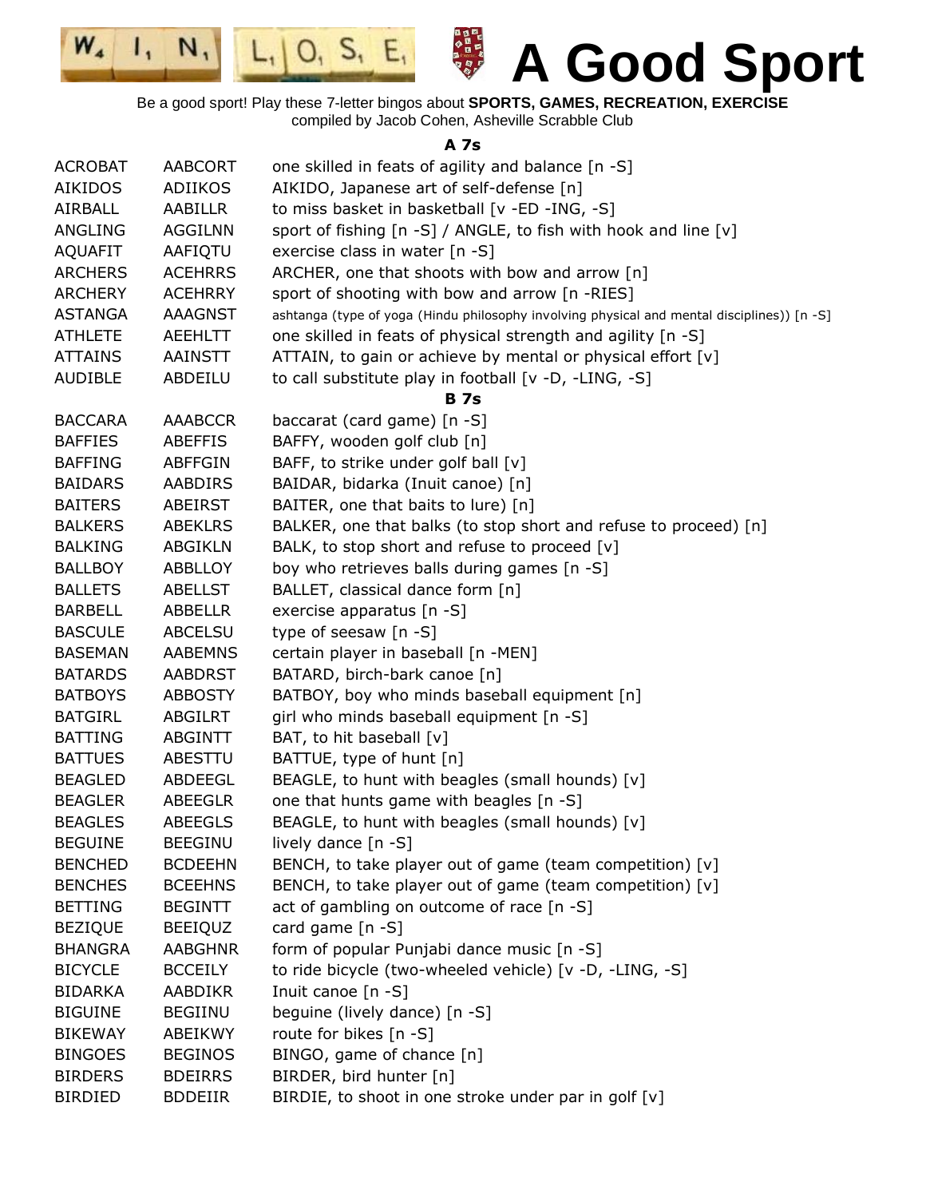# A Good Sport

Be a good sport! Play these 7-letter bingos about **SPORTS, GAMES, RECREATION, EXERCISE**
compiled by Jacob Cohen, Asheville Scrabble Club

### A 7s

| | | |
|---|---|---|
| ACROBAT | AABCORT | one skilled in feats of agility and balance [n -S] |
| AIKIDOS | ADIIKOS | AIKIDO, Japanese art of self-defense [n] |
| AIRBALL | AABILLR | to miss basket in basketball [v -ED -ING, -S] |
| ANGLING | AGGILNN | sport of fishing [n -S] / ANGLE, to fish with hook and line [v] |
| AQUAFIT | AAFIQTU | exercise class in water [n -S] |
| ARCHERS | ACEHRRS | ARCHER, one that shoots with bow and arrow [n] |
| ARCHERY | ACEHRRY | sport of shooting with bow and arrow [n -RIES] |
| ASTANGA | AAAGNST | ashtanga (type of yoga (Hindu philosophy involving physical and mental disciplines)) [n -S] |
| ATHLETE | AEEHLTT | one skilled in feats of physical strength and agility [n -S] |
| ATTAINS | AAINSTT | ATTAIN, to gain or achieve by mental or physical effort [v] |
| AUDIBLE | ABDEILU | to call substitute play in football [v -D, -LING, -S] |

### B 7s

| | | |
|---|---|---|
| BACCARA | AAABCCR | baccarat (card game) [n -S] |
| BAFFIES | ABEFFIS | BAFFY, wooden golf club [n] |
| BAFFING | ABFFGIN | BAFF, to strike under golf ball [v] |
| BAIDARS | AABDIRS | BAIDAR, bidarka (Inuit canoe) [n] |
| BAITERS | ABEIRST | BAITER, one that baits to lure) [n] |
| BALKERS | ABEKLRS | BALKER, one that balks (to stop short and refuse to proceed) [n] |
| BALKING | ABGIKLN | BALK, to stop short and refuse to proceed [v] |
| BALLBOY | ABBLLOY | boy who retrieves balls during games [n -S] |
| BALLETS | ABELLST | BALLET, classical dance form [n] |
| BARBELL | ABBELLR | exercise apparatus [n -S] |
| BASCULE | ABCELSU | type of seesaw [n -S] |
| BASEMAN | AABEMNS | certain player in baseball [n -MEN] |
| BATARDS | AABDRST | BATARD, birch-bark canoe [n] |
| BATBOYS | ABBOSTY | BATBOY, boy who minds baseball equipment [n] |
| BATGIRL | ABGILRT | girl who minds baseball equipment [n -S] |
| BATTING | ABGINTT | BAT, to hit baseball [v] |
| BATTUES | ABESTTU | BATTUE, type of hunt [n] |
| BEAGLED | ABDEEGL | BEAGLE, to hunt with beagles (small hounds) [v] |
| BEAGLER | ABEEGLR | one that hunts game with beagles [n -S] |
| BEAGLES | ABEEGLS | BEAGLE, to hunt with beagles (small hounds) [v] |
| BEGUINE | BEEGINU | lively dance [n -S] |
| BENCHED | BCDEEHN | BENCH, to take player out of game (team competition) [v] |
| BENCHES | BCEEHNS | BENCH, to take player out of game (team competition) [v] |
| BETTING | BEGINTT | act of gambling on outcome of race [n -S] |
| BEZIQUE | BEEIQUZ | card game [n -S] |
| BHANGRA | AABGHNR | form of popular Punjabi dance music [n -S] |
| BICYCLE | BCCEILY | to ride bicycle (two-wheeled vehicle) [v -D, -LING, -S] |
| BIDARKA | AABDIKR | Inuit canoe [n -S] |
| BIGUINE | BEGIINU | beguine (lively dance) [n -S] |
| BIKEWAY | ABEIKWY | route for bikes [n -S] |
| BINGOES | BEGINOS | BINGO, game of chance [n] |
| BIRDERS | BDEIRRS | BIRDER, bird hunter [n] |
| BIRDIED | BDDEIIR | BIRDIE, to shoot in one stroke under par in golf [v] |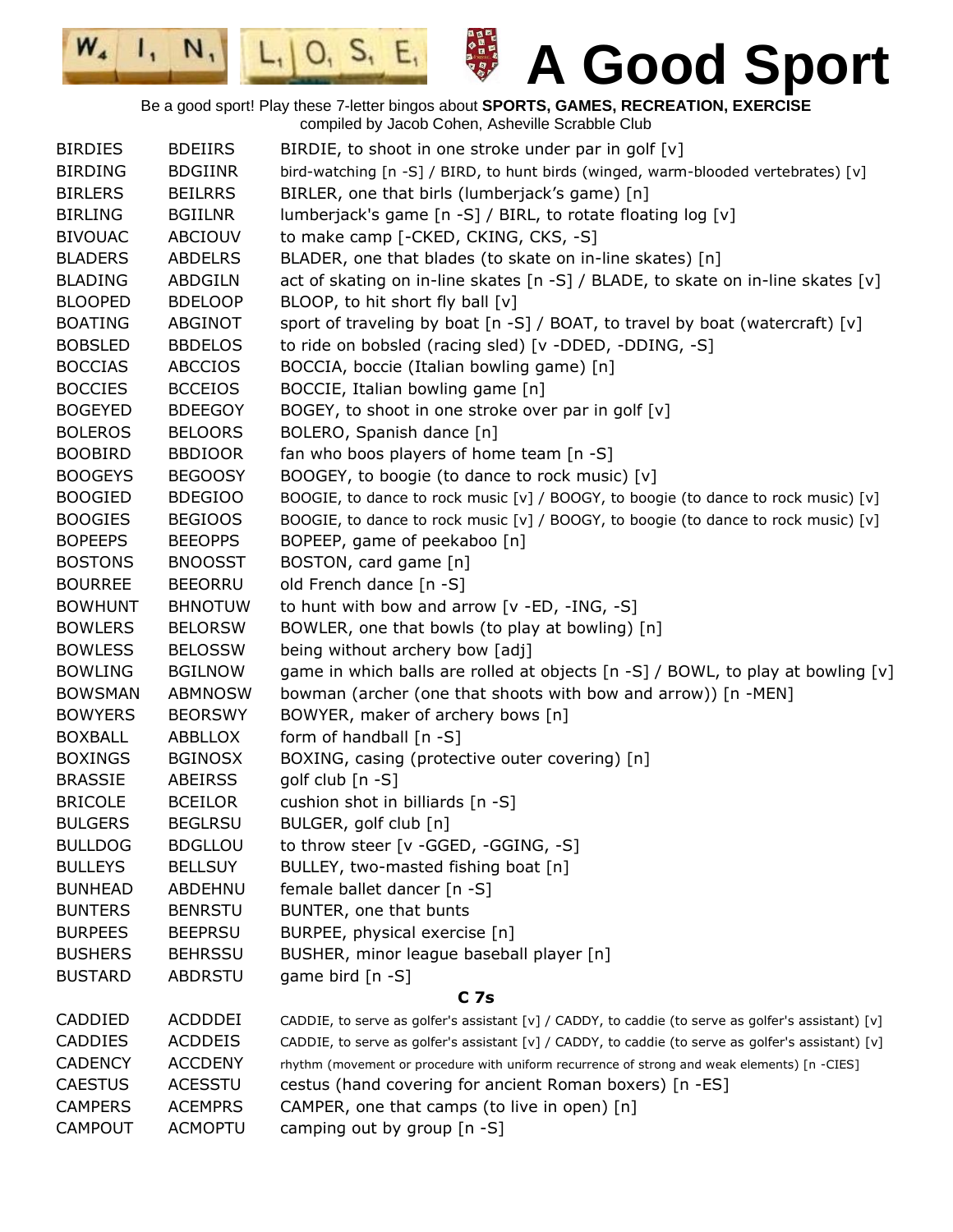# A Good Sport

Be a good sport! Play these 7-letter bingos about **SPORTS, GAMES, RECREATION, EXERCISE**
compiled by Jacob Cohen, Asheville Scrabble Club

| | | |
|---|---|---|
| BIRDIES | BDEIIRS | BIRDIE, to shoot in one stroke under par in golf [v] |
| BIRDING | BDGIINR | bird-watching [n -S] / BIRD, to hunt birds (winged, warm-blooded vertebrates) [v] |
| BIRLERS | BEILRRS | BIRLER, one that birls (lumberjack's game) [n] |
| BIRLING | BGIILNR | lumberjack's game [n -S] / BIRL, to rotate floating log [v] |
| BIVOUAC | ABCIOUV | to make camp [-CKED, CKING, CKS, -S] |
| BLADERS | ABDELRS | BLADER, one that blades (to skate on in-line skates) [n] |
| BLADING | ABDGILN | act of skating on in-line skates [n -S] / BLADE, to skate on in-line skates [v] |
| BLOOPED | BDELOOP | BLOOP, to hit short fly ball [v] |
| BOATING | ABGINOT | sport of traveling by boat [n -S] / BOAT, to travel by boat (watercraft) [v] |
| BOBSLED | BBDELOS | to ride on bobsled (racing sled) [v -DDED, -DDING, -S] |
| BOCCIAS | ABCCIOS | BOCCIA, boccie (Italian bowling game) [n] |
| BOCCIES | BCCEIOS | BOCCIE, Italian bowling game [n] |
| BOGEYED | BDEEGOY | BOGEY, to shoot in one stroke over par in golf [v] |
| BOLEROS | BELOORS | BOLERO, Spanish dance [n] |
| BOOBIRD | BBDIOOR | fan who boos players of home team [n -S] |
| BOOGEYS | BEGOOSY | BOOGEY, to boogie (to dance to rock music) [v] |
| BOOGIED | BDEGIOO | BOOGIE, to dance to rock music [v] / BOOGY, to boogie (to dance to rock music) [v] |
| BOOGIES | BEGIOOS | BOOGIE, to dance to rock music [v] / BOOGY, to boogie (to dance to rock music) [v] |
| BOPEEPS | BEEOPPS | BOPEEP, game of peekaboo [n] |
| BOSTONS | BNOOSST | BOSTON, card game [n] |
| BOURREE | BEEORRU | old French dance [n -S] |
| BOWHUNT | BHNOTUW | to hunt with bow and arrow [v -ED, -ING, -S] |
| BOWLERS | BELORSW | BOWLER, one that bowls (to play at bowling) [n] |
| BOWLESS | BELOSSW | being without archery bow [adj] |
| BOWLING | BGILNOW | game in which balls are rolled at objects [n -S] / BOWL, to play at bowling [v] |
| BOWSMAN | ABMNOSW | bowman (archer (one that shoots with bow and arrow)) [n -MEN] |
| BOWYERS | BEORSWY | BOWYER, maker of archery bows [n] |
| BOXBALL | ABBLLOX | form of handball [n -S] |
| BOXINGS | BGINOSX | BOXING, casing (protective outer covering) [n] |
| BRASSIE | ABEIRSS | golf club [n -S] |
| BRICOLE | BCEILOR | cushion shot in billiards [n -S] |
| BULGERS | BEGLRSU | BULGER, golf club [n] |
| BULLDOG | BDGLLOU | to throw steer [v -GGED, -GGING, -S] |
| BULLEYS | BELLSUY | BULLEY, two-masted fishing boat [n] |
| BUNHEAD | ABDEHNU | female ballet dancer [n -S] |
| BUNTERS | BENRSTU | BUNTER, one that bunts |
| BURPEES | BEEPRSU | BURPEE, physical exercise [n] |
| BUSHERS | BEHRSSU | BUSHER, minor league baseball player [n] |
| BUSTARD | ABDRSTU | game bird [n -S] |

**C 7s**

| | | |
|---|---|---|
| CADDIED | ACDDDEI | CADDIE, to serve as golfer's assistant [v] / CADDY, to caddie (to serve as golfer's assistant) [v] |
| CADDIES | ACDDEIS | CADDIE, to serve as golfer's assistant [v] / CADDY, to caddie (to serve as golfer's assistant) [v] |
| CADENCY | ACCDENY | rhythm (movement or procedure with uniform recurrence of strong and weak elements) [n -CIES] |
| CAESTUS | ACESSTU | cestus (hand covering for ancient Roman boxers) [n -ES] |
| CAMPERS | ACEMPRS | CAMPER, one that camps (to live in open) [n] |
| CAMPOUT | ACMOPTU | camping out by group [n -S] |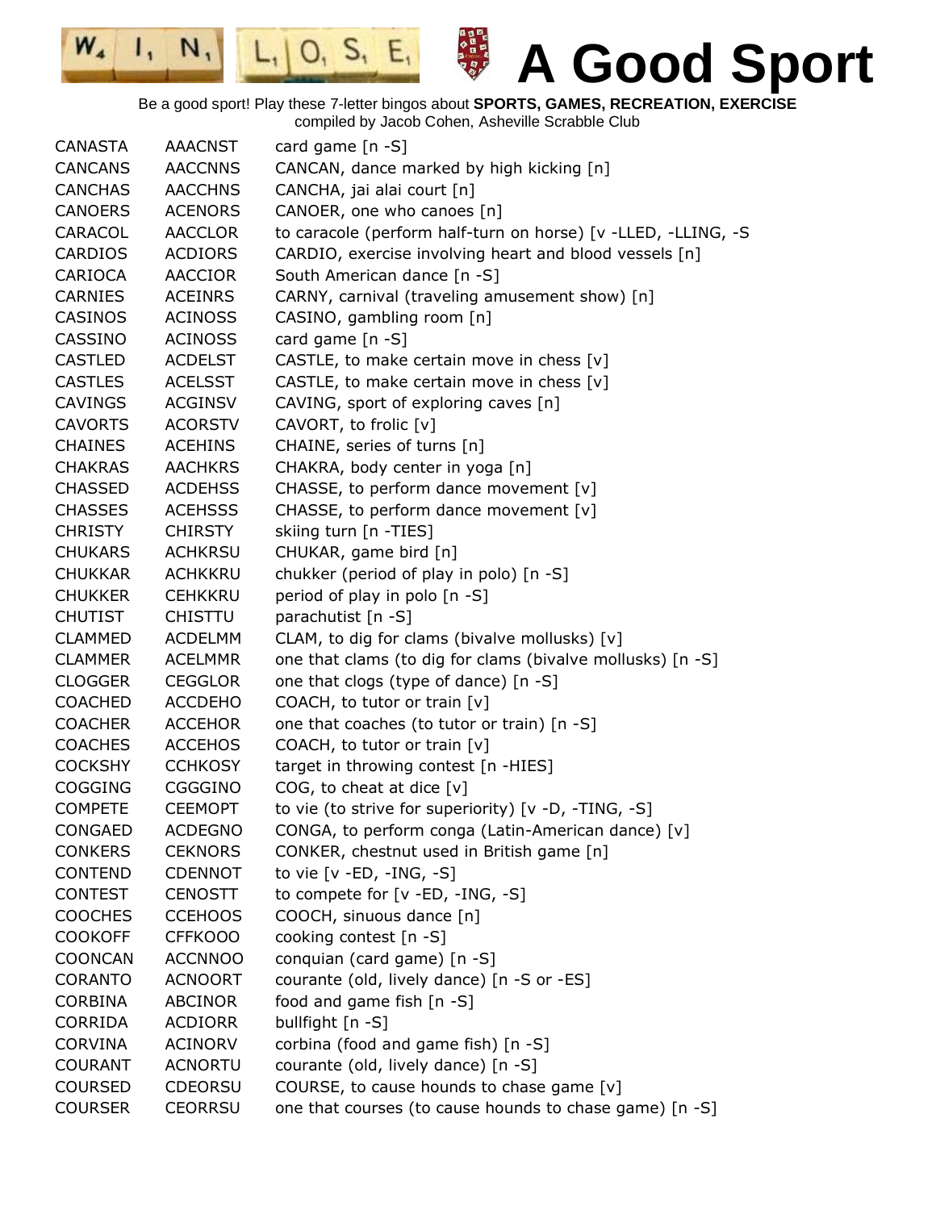# A Good Sport

Be a good sport! Play these 7-letter bingos about **SPORTS, GAMES, RECREATION, EXERCISE**
compiled by Jacob Cohen, Asheville Scrabble Club

| | | |
|---|---|---|
| CANASTA | AAACNST | card game [n -S] |
| CANCANS | AACCNNS | CANCAN, dance marked by high kicking [n] |
| CANCHAS | AACCHNS | CANCHA, jai alai court [n] |
| CANOERS | ACENORS | CANOER, one who canoes [n] |
| CARACOL | AACCLOR | to caracole (perform half-turn on horse) [v -LLED, -LLING, -S |
| CARDIOS | ACDIORS | CARDIO, exercise involving heart and blood vessels [n] |
| CARIOCA | AACCIOR | South American dance [n -S] |
| CARNIES | ACEINRS | CARNY, carnival (traveling amusement show) [n] |
| CASINOS | ACINOSS | CASINO, gambling room [n] |
| CASSINO | ACINOSS | card game [n -S] |
| CASTLED | ACDELST | CASTLE, to make certain move in chess [v] |
| CASTLES | ACELSST | CASTLE, to make certain move in chess [v] |
| CAVINGS | ACGINSV | CAVING, sport of exploring caves [n] |
| CAVORTS | ACORSTV | CAVORT, to frolic [v] |
| CHAINES | ACEHINS | CHAINE, series of turns [n] |
| CHAKRAS | AACHKRS | CHAKRA, body center in yoga [n] |
| CHASSED | ACDEHSS | CHASSE, to perform dance movement [v] |
| CHASSES | ACEHSSS | CHASSE, to perform dance movement [v] |
| CHRISTY | CHIRSTY | skiing turn [n -TIES] |
| CHUKARS | ACHKRSU | CHUKAR, game bird [n] |
| CHUKKAR | ACHKKRU | chukker (period of play in polo) [n -S] |
| CHUKKER | CEHKKRU | period of play in polo [n -S] |
| CHUTIST | CHISTTU | parachutist [n -S] |
| CLAMMED | ACDELMM | CLAM, to dig for clams (bivalve mollusks) [v] |
| CLAMMER | ACELMMR | one that clams (to dig for clams (bivalve mollusks) [n -S] |
| CLOGGER | CEGGLOR | one that clogs (type of dance) [n -S] |
| COACHED | ACCDEHO | COACH, to tutor or train [v] |
| COACHER | ACCEHOR | one that coaches (to tutor or train) [n -S] |
| COACHES | ACCEHOS | COACH, to tutor or train [v] |
| COCKSHY | CCHKOSY | target in throwing contest [n -HIES] |
| COGGING | CGGGINO | COG, to cheat at dice [v] |
| COMPETE | CEEMOPT | to vie (to strive for superiority) [v -D, -TING, -S] |
| CONGAED | ACDEGNO | CONGA, to perform conga (Latin-American dance) [v] |
| CONKERS | CEKNORS | CONKER, chestnut used in British game [n] |
| CONTEND | CDENNOT | to vie [v -ED, -ING, -S] |
| CONTEST | CENOSTT | to compete for [v -ED, -ING, -S] |
| COOCHES | CCEHOOS | COOCH, sinuous dance [n] |
| COOKOFF | CFFKOOO | cooking contest [n -S] |
| COONCAN | ACCNNOO | conquian (card game) [n -S] |
| CORANTO | ACNOORT | courante (old, lively dance) [n -S or -ES] |
| CORBINA | ABCINOR | food and game fish [n -S] |
| CORRIDA | ACDIORR | bullfight [n -S] |
| CORVINA | ACINORV | corbina (food and game fish) [n -S] |
| COURANT | ACNORTU | courante (old, lively dance) [n -S] |
| COURSED | CDEORSU | COURSE, to cause hounds to chase game [v] |
| COURSER | CEORRSU | one that courses (to cause hounds to chase game) [n -S] |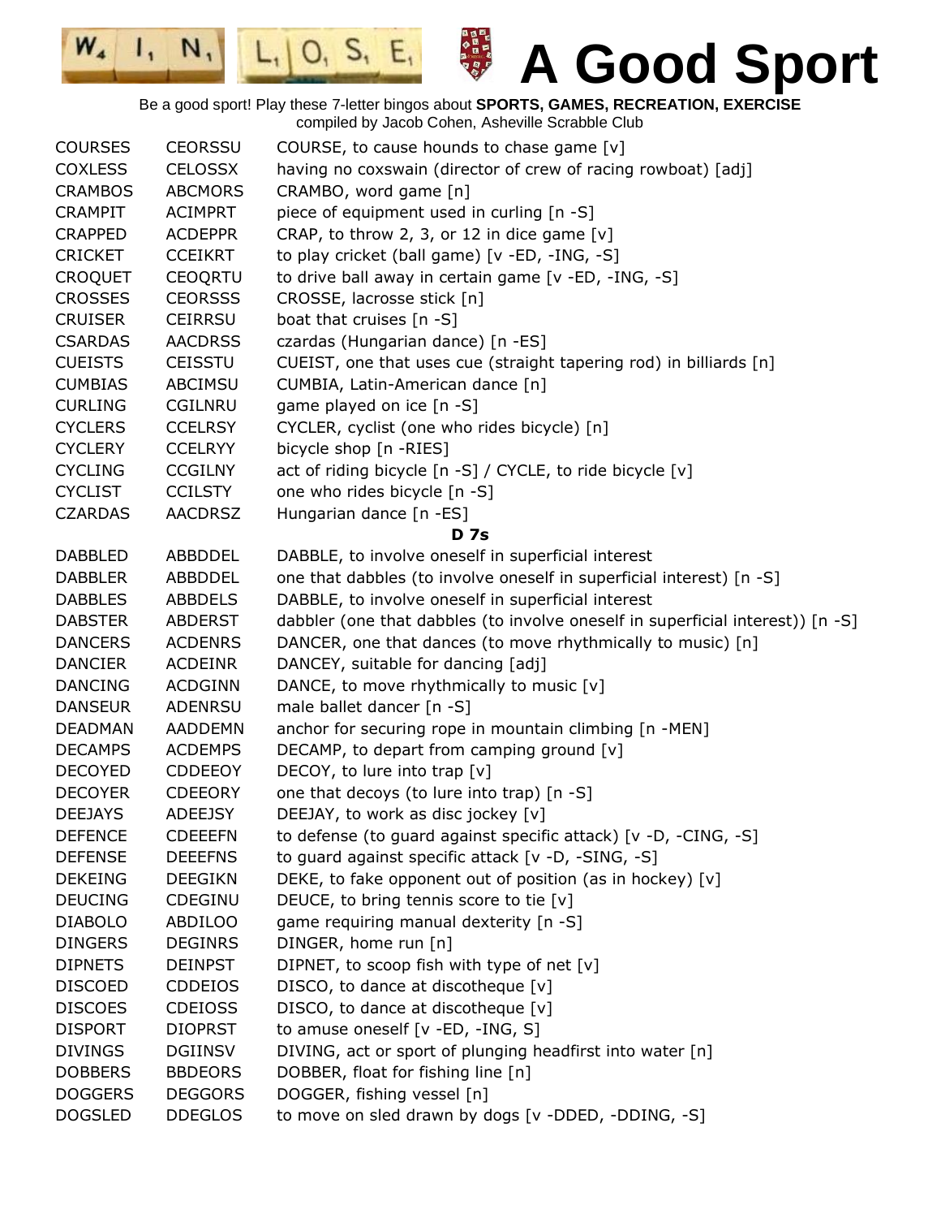# A Good Sport

Be a good sport! Play these 7-letter bingos about **SPORTS, GAMES, RECREATION, EXERCISE**
compiled by Jacob Cohen, Asheville Scrabble Club

| | | |
|---|---|---|
| COURSES | CEORSSU | COURSE, to cause hounds to chase game [v] |
| COXLESS | CELOSSX | having no coxswain (director of crew of racing rowboat) [adj] |
| CRAMBOS | ABCMORS | CRAMBO, word game [n] |
| CRAMPIT | ACIMPRT | piece of equipment used in curling [n -S] |
| CRAPPED | ACDEPPR | CRAP, to throw 2, 3, or 12 in dice game [v] |
| CRICKET | CCEIKRT | to play cricket (ball game) [v -ED, -ING, -S] |
| CROQUET | CEOQRTU | to drive ball away in certain game [v -ED, -ING, -S] |
| CROSSES | CEORSSS | CROSSE, lacrosse stick [n] |
| CRUISER | CEIRRSU | boat that cruises [n -S] |
| CSARDAS | AACDRSS | czardas (Hungarian dance) [n -ES] |
| CUEISTS | CEISSTU | CUEIST, one that uses cue (straight tapering rod) in billiards [n] |
| CUMBIAS | ABCIMSU | CUMBIA, Latin-American dance [n] |
| CURLING | CGILNRU | game played on ice [n -S] |
| CYCLERS | CCELRSY | CYCLER, cyclist (one who rides bicycle) [n] |
| CYCLERY | CCELRYY | bicycle shop [n -RIES] |
| CYCLING | CCGILNY | act of riding bicycle [n -S] / CYCLE, to ride bicycle [v] |
| CYCLIST | CCILSTY | one who rides bicycle [n -S] |
| CZARDAS | AACDRSZ | Hungarian dance [n -ES] |
| | | **D 7s** |
| DABBLED | ABBDDEL | DABBLE, to involve oneself in superficial interest |
| DABBLER | ABBDDEL | one that dabbles (to involve oneself in superficial interest) [n -S] |
| DABBLES | ABBDELS | DABBLE, to involve oneself in superficial interest |
| DABSTER | ABDERST | dabbler (one that dabbles (to involve oneself in superficial interest)) [n -S] |
| DANCERS | ACDENRS | DANCER, one that dances (to move rhythmically to music) [n] |
| DANCIER | ACDEINR | DANCEY, suitable for dancing [adj] |
| DANCING | ACDGINN | DANCE, to move rhythmically to music [v] |
| DANSEUR | ADENRSU | male ballet dancer [n -S] |
| DEADMAN | AADDEMN | anchor for securing rope in mountain climbing [n -MEN] |
| DECAMPS | ACDEMPS | DECAMP, to depart from camping ground [v] |
| DECOYED | CDDEEOY | DECOY, to lure into trap [v] |
| DECOYER | CDEEORY | one that decoys (to lure into trap) [n -S] |
| DEEJAYS | ADEEJSY | DEEJAY, to work as disc jockey [v] |
| DEFENCE | CDEEEFN | to defense (to guard against specific attack) [v -D, -CING, -S] |
| DEFENSE | DEEEFNS | to guard against specific attack [v -D, -SING, -S] |
| DEKEING | DEEGIKN | DEKE, to fake opponent out of position (as in hockey) [v] |
| DEUCING | CDEGINU | DEUCE, to bring tennis score to tie [v] |
| DIABOLO | ABDILOO | game requiring manual dexterity [n -S] |
| DINGERS | DEGINRS | DINGER, home run [n] |
| DIPNETS | DEINPST | DIPNET, to scoop fish with type of net [v] |
| DISCOED | CDDEIOS | DISCO, to dance at discotheque [v] |
| DISCOES | CDEIOSS | DISCO, to dance at discotheque [v] |
| DISPORT | DIOPRST | to amuse oneself [v -ED, -ING, S] |
| DIVINGS | DGIINSV | DIVING, act or sport of plunging headfirst into water [n] |
| DOBBERS | BBDEORS | DOBBER, float for fishing line [n] |
| DOGGERS | DEGGORS | DOGGER, fishing vessel [n] |
| DOGSLED | DDEGLOS | to move on sled drawn by dogs [v -DDED, -DDING, -S] |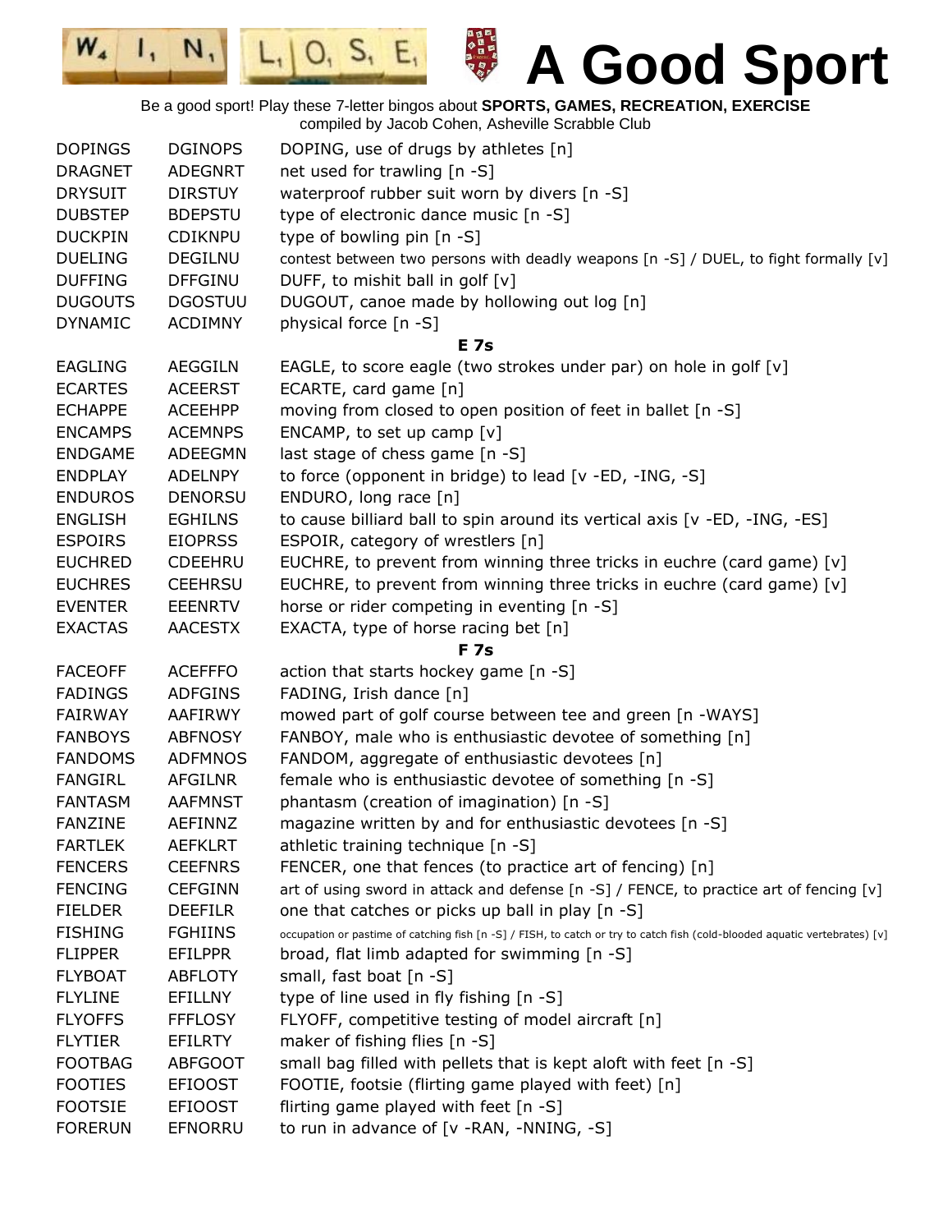# A Good Sport

Be a good sport! Play these 7-letter bingos about **SPORTS, GAMES, RECREATION, EXERCISE**
compiled by Jacob Cohen, Asheville Scrabble Club

| | | |
|---|---|---|
| DOPINGS | DGINOPS | DOPING, use of drugs by athletes [n] |
| DRAGNET | ADEGNRT | net used for trawling [n -S] |
| DRYSUIT | DIRSTUY | waterproof rubber suit worn by divers [n -S] |
| DUBSTEP | BDEPSTU | type of electronic dance music [n -S] |
| DUCKPIN | CDIKNPU | type of bowling pin [n -S] |
| DUELING | DEGILNU | contest between two persons with deadly weapons [n -S] / DUEL, to fight formally [v] |
| DUFFING | DFFGINU | DUFF, to mishit ball in golf [v] |
| DUGOUTS | DGOSTUU | DUGOUT, canoe made by hollowing out log [n] |
| DYNAMIC | ACDIMNY | physical force [n -S] |
| | **E 7s** | |
| EAGLING | AEGGILN | EAGLE, to score eagle (two strokes under par) on hole in golf [v] |
| ECARTES | ACEERST | ECARTE, card game [n] |
| ECHAPPE | ACEEHPP | moving from closed to open position of feet in ballet [n -S] |
| ENCAMPS | ACEMNPS | ENCAMP, to set up camp [v] |
| ENDGAME | ADEEGMN | last stage of chess game [n -S] |
| ENDPLAY | ADELNPY | to force (opponent in bridge) to lead [v -ED, -ING, -S] |
| ENDUROS | DENORSU | ENDURO, long race [n] |
| ENGLISH | EGHILNS | to cause billiard ball to spin around its vertical axis [v -ED, -ING, -ES] |
| ESPOIRS | EIOPRSS | ESPOIR, category of wrestlers [n] |
| EUCHRED | CDEEHRU | EUCHRE, to prevent from winning three tricks in euchre (card game) [v] |
| EUCHRES | CEEHRSU | EUCHRE, to prevent from winning three tricks in euchre (card game) [v] |
| EVENTER | EEENRTV | horse or rider competing in eventing [n -S] |
| EXACTAS | AACESTX | EXACTA, type of horse racing bet [n] |
| | **F 7s** | |
| FACEOFF | ACEFFFO | action that starts hockey game [n -S] |
| FADINGS | ADFGINS | FADING, Irish dance [n] |
| FAIRWAY | AAFIRWY | mowed part of golf course between tee and green [n -WAYS] |
| FANBOYS | ABFNOSY | FANBOY, male who is enthusiastic devotee of something [n] |
| FANDOMS | ADFMNOS | FANDOM, aggregate of enthusiastic devotees [n] |
| FANGIRL | AFGILNR | female who is enthusiastic devotee of something [n -S] |
| FANTASM | AAFMNST | phantasm (creation of imagination) [n -S] |
| FANZINE | AEFINNZ | magazine written by and for enthusiastic devotees [n -S] |
| FARTLEK | AEFKLRT | athletic training technique [n -S] |
| FENCERS | CEEFNRS | FENCER, one that fences (to practice art of fencing) [n] |
| FENCING | CEFGINN | art of using sword in attack and defense [n -S] / FENCE, to practice art of fencing [v] |
| FIELDER | DEEFILR | one that catches or picks up ball in play [n -S] |
| FISHING | FGHIINS | occupation or pastime of catching fish [n -S] / FISH, to catch or try to catch fish (cold-blooded aquatic vertebrates) [v] |
| FLIPPER | EFILPPR | broad, flat limb adapted for swimming [n -S] |
| FLYBOAT | ABFLOTY | small, fast boat [n -S] |
| FLYLINE | EFILLNY | type of line used in fly fishing [n -S] |
| FLYOFFS | FFFLOSY | FLYOFF, competitive testing of model aircraft [n] |
| FLYTIER | EFILRTY | maker of fishing flies [n -S] |
| FOOTBAG | ABFGOOT | small bag filled with pellets that is kept aloft with feet [n -S] |
| FOOTIES | EFIOOST | FOOTIE, footsie (flirting game played with feet) [n] |
| FOOTSIE | EFIOOST | flirting game played with feet [n -S] |
| FORERUN | EFNORRU | to run in advance of [v -RAN, -NNING, -S] |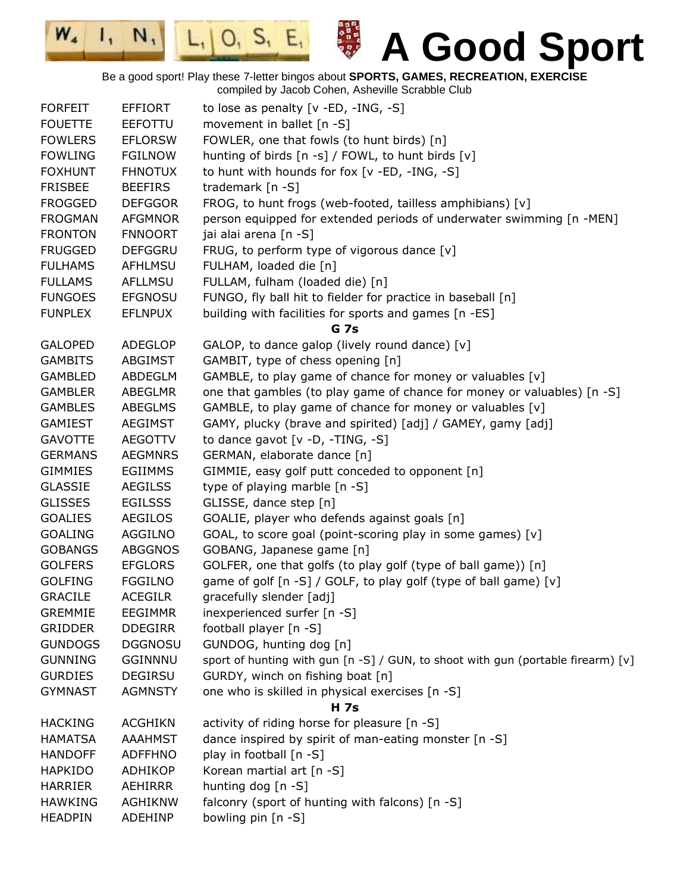# A Good Sport

Be a good sport! Play these 7-letter bingos about **SPORTS, GAMES, RECREATION, EXERCISE**
compiled by Jacob Cohen, Asheville Scrabble Club

| | | |
|---|---|---|
| FORFEIT | EFFIORT | to lose as penalty [v -ED, -ING, -S] |
| FOUETTE | EEFOTTU | movement in ballet [n -S] |
| FOWLERS | EFLORSW | FOWLER, one that fowls (to hunt birds) [n] |
| FOWLING | FGILNOW | hunting of birds [n -s] / FOWL, to hunt birds [v] |
| FOXHUNT | FHNOTUX | to hunt with hounds for fox [v -ED, -ING, -S] |
| FRISBEE | BEEFIRS | trademark [n -S] |
| FROGGED | DEFGGOR | FROG, to hunt frogs (web-footed, tailless amphibians) [v] |
| FROGMAN | AFGMNOR | person equipped for extended periods of underwater swimming [n -MEN] |
| FRONTON | FNNOORT | jai alai arena [n -S] |
| FRUGGED | DEFGGRU | FRUG, to perform type of vigorous dance [v] |
| FULHAMS | AFHLMSU | FULHAM, loaded die [n] |
| FULLAMS | AFLLMSU | FULLAM, fulham (loaded die) [n] |
| FUNGOES | EFGNOSU | FUNGO, fly ball hit to fielder for practice in baseball [n] |
| FUNPLEX | EFLNPUX | building with facilities for sports and games [n -ES] |
| | | **G 7s** |
| GALOPED | ADEGLOP | GALOP, to dance galop (lively round dance) [v] |
| GAMBITS | ABGIMST | GAMBIT, type of chess opening [n] |
| GAMBLED | ABDEGLM | GAMBLE, to play game of chance for money or valuables [v] |
| GAMBLER | ABEGLMR | one that gambles (to play game of chance for money or valuables) [n -S] |
| GAMBLES | ABEGLMS | GAMBLE, to play game of chance for money or valuables [v] |
| GAMIEST | AEGIMST | GAMY, plucky (brave and spirited) [adj] / GAMEY, gamy [adj] |
| GAVOTTE | AEGOTTV | to dance gavot [v -D, -TING, -S] |
| GERMANS | AEGMNRS | GERMAN, elaborate dance [n] |
| GIMMIES | EGIIMMS | GIMMIE, easy golf putt conceded to opponent [n] |
| GLASSIE | AEGILSS | type of playing marble [n -S] |
| GLISSES | EGILSSS | GLISSE, dance step [n] |
| GOALIES | AEGILOS | GOALIE, player who defends against goals [n] |
| GOALING | AGGILNO | GOAL, to score goal (point-scoring play in some games) [v] |
| GOBANGS | ABGGNOS | GOBANG, Japanese game [n] |
| GOLFERS | EFGLORS | GOLFER, one that golfs (to play golf (type of ball game)) [n] |
| GOLFING | FGGILNO | game of golf [n -S] / GOLF, to play golf (type of ball game) [v] |
| GRACILE | ACEGILR | gracefully slender [adj] |
| GREMMIE | EEGIMMR | inexperienced surfer [n -S] |
| GRIDDER | DDEGIRR | football player [n -S] |
| GUNDOGS | DGGNOSU | GUNDOG, hunting dog [n] |
| GUNNING | GGINNNU | sport of hunting with gun [n -S] / GUN, to shoot with gun (portable firearm) [v] |
| GURDIES | DEGIRSU | GURDY, winch on fishing boat [n] |
| GYMNAST | AGMNSTY | one who is skilled in physical exercises [n -S] |
| | | **H 7s** |
| HACKING | ACGHIKN | activity of riding horse for pleasure [n -S] |
| HAMATSA | AAAHMST | dance inspired by spirit of man-eating monster [n -S] |
| HANDOFF | ADFFHNO | play in football [n -S] |
| HAPKIDO | ADHIKOP | Korean martial art [n -S] |
| HARRIER | AEHIRRR | hunting dog [n -S] |
| HAWKING | AGHIKNW | falconry (sport of hunting with falcons) [n -S] |
| HEADPIN | ADEHINP | bowling pin [n -S] |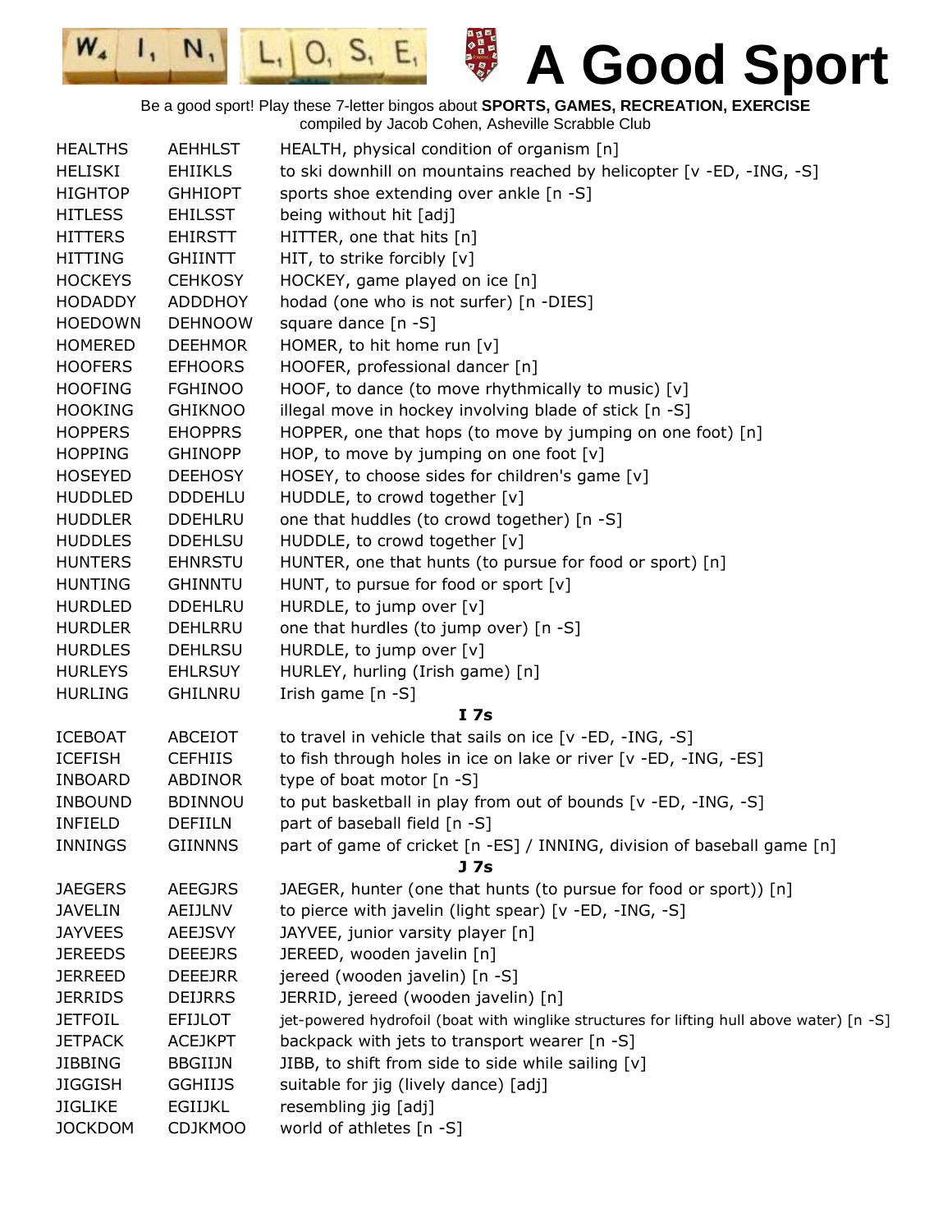# A Good Sport

Be a good sport! Play these 7-letter bingos about **SPORTS, GAMES, RECREATION, EXERCISE**
compiled by Jacob Cohen, Asheville Scrabble Club

| | | |
|---|---|---|
| HEALTHS | AEHHLST | HEALTH, physical condition of organism [n] |
| HELISKI | EHIIKLS | to ski downhill on mountains reached by helicopter [v -ED, -ING, -S] |
| HIGHTOP | GHHIOPT | sports shoe extending over ankle [n -S] |
| HITLESS | EHILSST | being without hit [adj] |
| HITTERS | EHIRSTT | HITTER, one that hits [n] |
| HITTING | GHIINTT | HIT, to strike forcibly [v] |
| HOCKEYS | CEHKOSY | HOCKEY, game played on ice [n] |
| HODADDY | ADDDHOY | hodad (one who is not surfer) [n -DIES] |
| HOEDOWN | DEHNOOW | square dance [n -S] |
| HOMERED | DEEHMOR | HOMER, to hit home run [v] |
| HOOFERS | EFHOORS | HOOFER, professional dancer [n] |
| HOOFING | FGHINOO | HOOF, to dance (to move rhythmically to music) [v] |
| HOOKING | GHIKNOO | illegal move in hockey involving blade of stick [n -S] |
| HOPPERS | EHOPPRS | HOPPER, one that hops (to move by jumping on one foot) [n] |
| HOPPING | GHINOPP | HOP, to move by jumping on one foot [v] |
| HOSEYED | DEEHOSY | HOSEY, to choose sides for children's game [v] |
| HUDDLED | DDDEHLU | HUDDLE, to crowd together [v] |
| HUDDLER | DDEHLRU | one that huddles (to crowd together) [n -S] |
| HUDDLES | DDEHLSU | HUDDLE, to crowd together [v] |
| HUNTERS | EHNRSTU | HUNTER, one that hunts (to pursue for food or sport) [n] |
| HUNTING | GHINNTU | HUNT, to pursue for food or sport [v] |
| HURDLED | DDEHLRU | HURDLE, to jump over [v] |
| HURDLER | DEHLRRU | one that hurdles (to jump over) [n -S] |
| HURDLES | DEHLRSU | HURDLE, to jump over [v] |
| HURLEYS | EHLRSUY | HURLEY, hurling (Irish game) [n] |
| HURLING | GHILNRU | Irish game [n -S] |

**I 7s**

| | | |
|---|---|---|
| ICEBOAT | ABCEIOT | to travel in vehicle that sails on ice [v -ED, -ING, -S] |
| ICEFISH | CEFHIIS | to fish through holes in ice on lake or river [v -ED, -ING, -ES] |
| INBOARD | ABDINOR | type of boat motor [n -S] |
| INBOUND | BDINNOU | to put basketball in play from out of bounds [v -ED, -ING, -S] |
| INFIELD | DEFIILN | part of baseball field [n -S] |
| INNINGS | GIINNNS | part of game of cricket [n -ES] / INNING, division of baseball game [n] |

**J 7s**

| | | |
|---|---|---|
| JAEGERS | AEEGJRS | JAEGER, hunter (one that hunts (to pursue for food or sport)) [n] |
| JAVELIN | AEIJLNV | to pierce with javelin (light spear) [v -ED, -ING, -S] |
| JAYVEES | AEEJSVY | JAYVEE, junior varsity player [n] |
| JEREEDS | DEEEJRS | JEREED, wooden javelin [n] |
| JERREED | DEEEJRR | jereed (wooden javelin) [n -S] |
| JERRIDS | DEIJRRS | JERRID, jereed (wooden javelin) [n] |
| JETFOIL | EFIJLOT | jet-powered hydrofoil (boat with winglike structures for lifting hull above water) [n -S] |
| JETPACK | ACEJKPT | backpack with jets to transport wearer [n -S] |
| JIBBING | BBGIIJN | JIBB, to shift from side to side while sailing [v] |
| JIGGISH | GGHIIJS | suitable for jig (lively dance) [adj] |
| JIGLIKE | EGIIJKL | resembling jig [adj] |
| JOCKDOM | CDJKMOO | world of athletes [n -S] |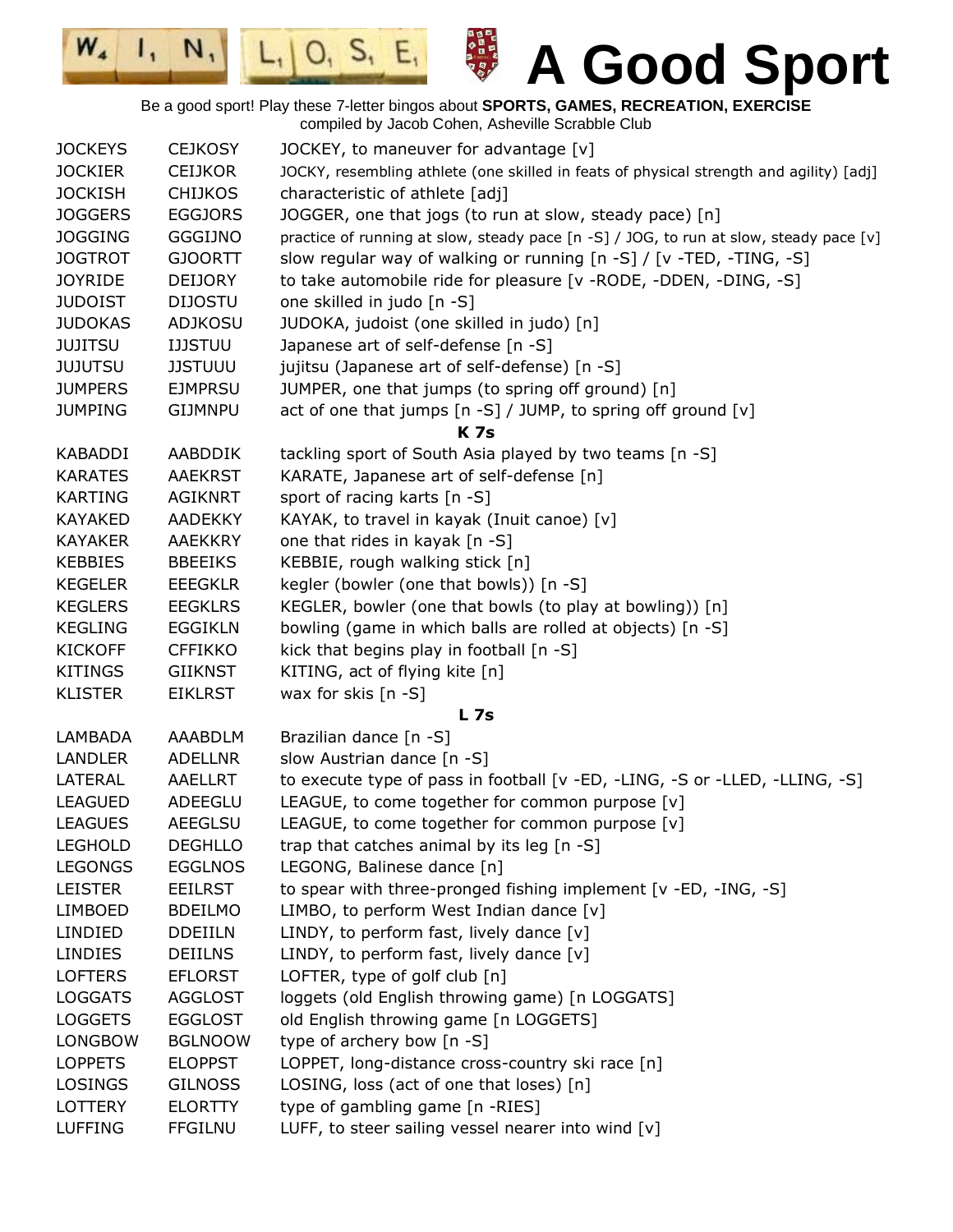# A Good Sport

Be a good sport! Play these 7-letter bingos about **SPORTS, GAMES, RECREATION, EXERCISE**
compiled by Jacob Cohen, Asheville Scrabble Club

| | | |
|---|---|---|
| JOCKEYS | CEJKOSY | JOCKEY, to maneuver for advantage [v] |
| JOCKIER | CEIJKOR | JOCKY, resembling athlete (one skilled in feats of physical strength and agility) [adj] |
| JOCKISH | CHIJKOS | characteristic of athlete [adj] |
| JOGGERS | EGGJORS | JOGGER, one that jogs (to run at slow, steady pace) [n] |
| JOGGING | GGGIJNO | practice of running at slow, steady pace [n -S] / JOG, to run at slow, steady pace [v] |
| JOGTROT | GJOORTT | slow regular way of walking or running [n -S] / [v -TED, -TING, -S] |
| JOYRIDE | DEIJORY | to take automobile ride for pleasure [v -RODE, -DDEN, -DING, -S] |
| JUDOIST | DIJOSTU | one skilled in judo [n -S] |
| JUDOKAS | ADJKOSU | JUDOKA, judoist (one skilled in judo) [n] |
| JUJITSU | IJJSTUU | Japanese art of self-defense [n -S] |
| JUJUTSU | JJSTUUU | jujitsu (Japanese art of self-defense) [n -S] |
| JUMPERS | EJMPRSU | JUMPER, one that jumps (to spring off ground) [n] |
| JUMPING | GIJMNPU | act of one that jumps [n -S] / JUMP, to spring off ground [v] |
| | | **K 7s** |
| KABADDI | AABDDIK | tackling sport of South Asia played by two teams [n -S] |
| KARATES | AAEKRST | KARATE, Japanese art of self-defense [n] |
| KARTING | AGIKNRT | sport of racing karts [n -S] |
| KAYAKED | AADEKKY | KAYAK, to travel in kayak (Inuit canoe) [v] |
| KAYAKER | AAEKKRY | one that rides in kayak [n -S] |
| KEBBIES | BBEEIKS | KEBBIE, rough walking stick [n] |
| KEGELER | EEEGKLR | kegler (bowler (one that bowls)) [n -S] |
| KEGLERS | EEGKLRS | KEGLER, bowler (one that bowls (to play at bowling)) [n] |
| KEGLING | EGGIKLN | bowling (game in which balls are rolled at objects) [n -S] |
| KICKOFF | CFFIKKO | kick that begins play in football [n -S] |
| KITINGS | GIIKNST | KITING, act of flying kite [n] |
| KLISTER | EIKLRST | wax for skis [n -S] |
| | | **L 7s** |
| LAMBADA | AAABDLM | Brazilian dance [n -S] |
| LANDLER | ADELLNR | slow Austrian dance [n -S] |
| LATERAL | AAELLRT | to execute type of pass in football [v -ED, -LING, -S or -LLED, -LLING, -S] |
| LEAGUED | ADEEGLU | LEAGUE, to come together for common purpose [v] |
| LEAGUES | AEEGLSU | LEAGUE, to come together for common purpose [v] |
| LEGHOLD | DEGHLLO | trap that catches animal by its leg [n -S] |
| LEGONGS | EGGLNOS | LEGONG, Balinese dance [n] |
| LEISTER | EEILRST | to spear with three-pronged fishing implement [v -ED, -ING, -S] |
| LIMBOED | BDEILMO | LIMBO, to perform West Indian dance [v] |
| LINDIED | DDEIILN | LINDY, to perform fast, lively dance [v] |
| LINDIES | DEIILNS | LINDY, to perform fast, lively dance [v] |
| LOFTERS | EFLORST | LOFTER, type of golf club [n] |
| LOGGATS | AGGLOST | loggets (old English throwing game) [n LOGGATS] |
| LOGGETS | EGGLOST | old English throwing game [n LOGGETS] |
| LONGBOW | BGLNOOW | type of archery bow [n -S] |
| LOPPETS | ELOPPST | LOPPET, long-distance cross-country ski race [n] |
| LOSINGS | GILNOSS | LOSING, loss (act of one that loses) [n] |
| LOTTERY | ELORTTY | type of gambling game [n -RIES] |
| LUFFING | FFGILNU | LUFF, to steer sailing vessel nearer into wind [v] |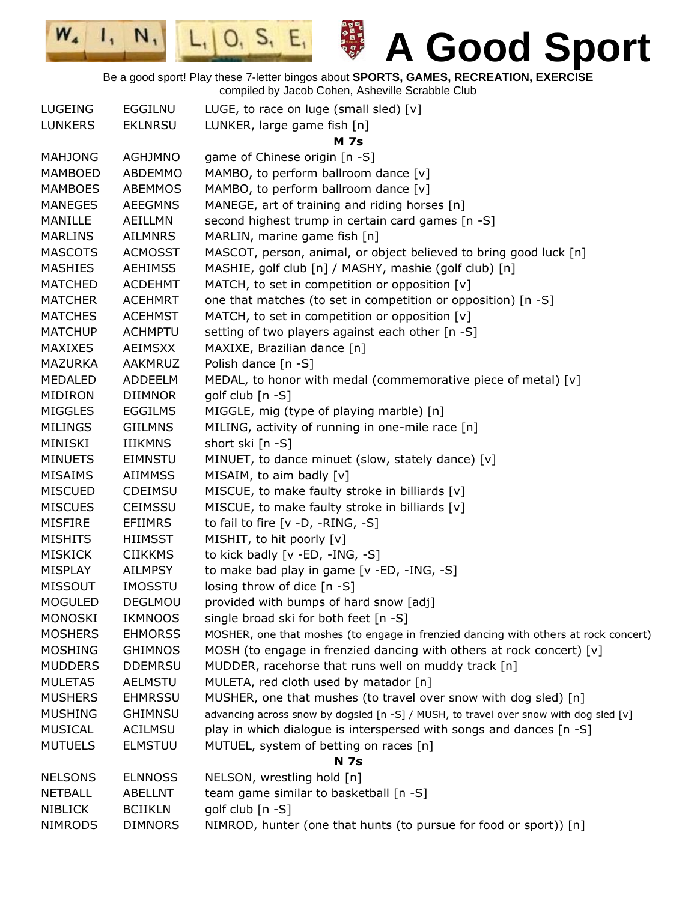# A Good Sport

Be a good sport! Play these 7-letter bingos about **SPORTS, GAMES, RECREATION, EXERCISE**
compiled by Jacob Cohen, Asheville Scrabble Club

| | | |
|---|---|---|
| LUGEING | EGGILNU | LUGE, to race on luge (small sled) [v] |
| LUNKERS | EKLNRSU | LUNKER, large game fish [n] |
| | | **M 7s** |
| MAHJONG | AGHJMNO | game of Chinese origin [n -S] |
| MAMBOED | ABDEMMO | MAMBO, to perform ballroom dance [v] |
| MAMBOES | ABEMMOS | MAMBO, to perform ballroom dance [v] |
| MANEGES | AEEGMNS | MANEGE, art of training and riding horses [n] |
| MANILLE | AEILLMN | second highest trump in certain card games [n -S] |
| MARLINS | AILMNRS | MARLIN, marine game fish [n] |
| MASCOTS | ACMOSST | MASCOT, person, animal, or object believed to bring good luck [n] |
| MASHIES | AEHIMSS | MASHIE, golf club [n] / MASHY, mashie (golf club) [n] |
| MATCHED | ACDEHMT | MATCH, to set in competition or opposition [v] |
| MATCHER | ACEHMRT | one that matches (to set in competition or opposition) [n -S] |
| MATCHES | ACEHMST | MATCH, to set in competition or opposition [v] |
| MATCHUP | ACHMPTU | setting of two players against each other [n -S] |
| MAXIXES | AEIMSXX | MAXIXE, Brazilian dance [n] |
| MAZURKA | AAKMRUZ | Polish dance [n -S] |
| MEDALED | ADDEELM | MEDAL, to honor with medal (commemorative piece of metal) [v] |
| MIDIRON | DIIMNOR | golf club [n -S] |
| MIGGLES | EGGILMS | MIGGLE, mig (type of playing marble) [n] |
| MILINGS | GIILMNS | MILING, activity of running in one-mile race [n] |
| MINISKI | IIIKMNS | short ski [n -S] |
| MINUETS | EIMNSTU | MINUET, to dance minuet (slow, stately dance) [v] |
| MISAIMS | AIIMMSS | MISAIM, to aim badly [v] |
| MISCUED | CDEIMSU | MISCUE, to make faulty stroke in billiards [v] |
| MISCUES | CEIMSSU | MISCUE, to make faulty stroke in billiards [v] |
| MISFIRE | EFIIMRS | to fail to fire [v -D, -RING, -S] |
| MISHITS | HIIMSST | MISHIT, to hit poorly [v] |
| MISKICK | CIIKKMS | to kick badly [v -ED, -ING, -S] |
| MISPLAY | AILMPSY | to make bad play in game [v -ED, -ING, -S] |
| MISSOUT | IMOSSTU | losing throw of dice [n -S] |
| MOGULED | DEGLMOU | provided with bumps of hard snow [adj] |
| MONOSKI | IKMNOOS | single broad ski for both feet [n -S] |
| MOSHERS | EHMORSS | MOSHER, one that moshes (to engage in frenzied dancing with others at rock concert) |
| MOSHING | GHIMNOS | MOSH (to engage in frenzied dancing with others at rock concert) [v] |
| MUDDERS | DDEMRSU | MUDDER, racehorse that runs well on muddy track [n] |
| MULETAS | AELMSTU | MULETA, red cloth used by matador [n] |
| MUSHERS | EHMRSSU | MUSHER, one that mushes (to travel over snow with dog sled) [n] |
| MUSHING | GHIMNSU | advancing across snow by dogsled [n -S] / MUSH, to travel over snow with dog sled [v] |
| MUSICAL | ACILMSU | play in which dialogue is interspersed with songs and dances [n -S] |
| MUTUELS | ELMSTUU | MUTUEL, system of betting on races [n] |
| | | **N 7s** |
| NELSONS | ELNNOSS | NELSON, wrestling hold [n] |
| NETBALL | ABELLNT | team game similar to basketball [n -S] |
| NIBLICK | BCIIKLN | golf club [n -S] |
| NIMRODS | DIMNORS | NIMROD, hunter (one that hunts (to pursue for food or sport)) [n] |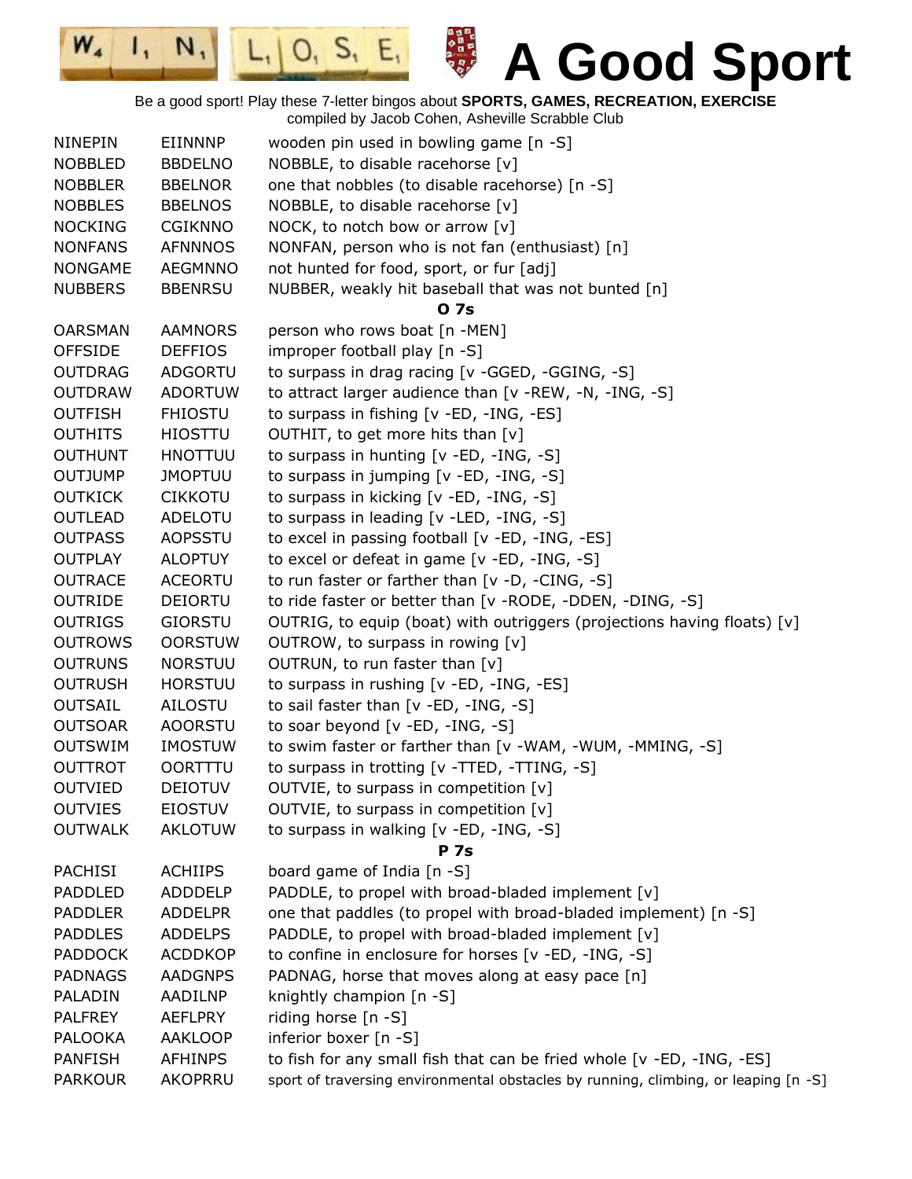# A Good Sport

Be a good sport! Play these 7-letter bingos about **SPORTS, GAMES, RECREATION, EXERCISE**
compiled by Jacob Cohen, Asheville Scrabble Club

| | | |
|---|---|---|
| NINEPIN | EIINNNP | wooden pin used in bowling game [n -S] |
| NOBBLED | BBDELNO | NOBBLE, to disable racehorse [v] |
| NOBBLER | BBELNOR | one that nobbles (to disable racehorse) [n -S] |
| NOBBLES | BBELNOS | NOBBLE, to disable racehorse [v] |
| NOCKING | CGIKNNO | NOCK, to notch bow or arrow [v] |
| NONFANS | AFNNNOS | NONFAN, person who is not fan (enthusiast) [n] |
| NONGAME | AEGMNNO | not hunted for food, sport, or fur [adj] |
| NUBBERS | BBENRSU | NUBBER, weakly hit baseball that was not bunted [n] |
| | | **O 7s** |
| OARSMAN | AAMNORS | person who rows boat [n -MEN] |
| OFFSIDE | DEFFIOS | improper football play [n -S] |
| OUTDRAG | ADGORTU | to surpass in drag racing [v -GGED, -GGING, -S] |
| OUTDRAW | ADORTUW | to attract larger audience than [v -REW, -N, -ING, -S] |
| OUTFISH | FHIOSTU | to surpass in fishing [v -ED, -ING, -ES] |
| OUTHITS | HIOSTTU | OUTHIT, to get more hits than [v] |
| OUTHUNT | HNOTTUU | to surpass in hunting [v -ED, -ING, -S] |
| OUTJUMP | JMOPTUU | to surpass in jumping [v -ED, -ING, -S] |
| OUTKICK | CIKKOTU | to surpass in kicking [v -ED, -ING, -S] |
| OUTLEAD | ADELOTU | to surpass in leading [v -LED, -ING, -S] |
| OUTPASS | AOPSSTU | to excel in passing football [v -ED, -ING, -ES] |
| OUTPLAY | ALOPTUY | to excel or defeat in game [v -ED, -ING, -S] |
| OUTRACE | ACEORTU | to run faster or farther than [v -D, -CING, -S] |
| OUTRIDE | DEIORTU | to ride faster or better than [v -RODE, -DDEN, -DING, -S] |
| OUTRIGS | GIORSTU | OUTRIG, to equip (boat) with outriggers (projections having floats) [v] |
| OUTROWS | OORSTUW | OUTROW, to surpass in rowing [v] |
| OUTRUNS | NORSTUU | OUTRUN, to run faster than [v] |
| OUTRUSH | HORSTUU | to surpass in rushing [v -ED, -ING, -ES] |
| OUTSAIL | AILOSTU | to sail faster than [v -ED, -ING, -S] |
| OUTSOAR | AOORSTU | to soar beyond [v -ED, -ING, -S] |
| OUTSWIM | IMOSTUW | to swim faster or farther than [v -WAM, -WUM, -MMING, -S] |
| OUTTROT | OORTTTU | to surpass in trotting [v -TTED, -TTING, -S] |
| OUTVIED | DEIOTUV | OUTVIE, to surpass in competition [v] |
| OUTVIES | EIOSTUV | OUTVIE, to surpass in competition [v] |
| OUTWALK | AKLOTUW | to surpass in walking [v -ED, -ING, -S] |
| | | **P 7s** |
| PACHISI | ACHIIPS | board game of India [n -S] |
| PADDLED | ADDDELP | PADDLE, to propel with broad-bladed implement [v] |
| PADDLER | ADDELPR | one that paddles (to propel with broad-bladed implement) [n -S] |
| PADDLES | ADDELPS | PADDLE, to propel with broad-bladed implement [v] |
| PADDOCK | ACDDKOP | to confine in enclosure for horses [v -ED, -ING, -S] |
| PADNAGS | AADGNPS | PADNAG, horse that moves along at easy pace [n] |
| PALADIN | AADILNP | knightly champion [n -S] |
| PALFREY | AEFLPRY | riding horse [n -S] |
| PALOOKA | AAKLOOP | inferior boxer [n -S] |
| PANFISH | AFHINPS | to fish for any small fish that can be fried whole [v -ED, -ING, -ES] |
| PARKOUR | AKOPRRU | sport of traversing environmental obstacles by running, climbing, or leaping [n -S] |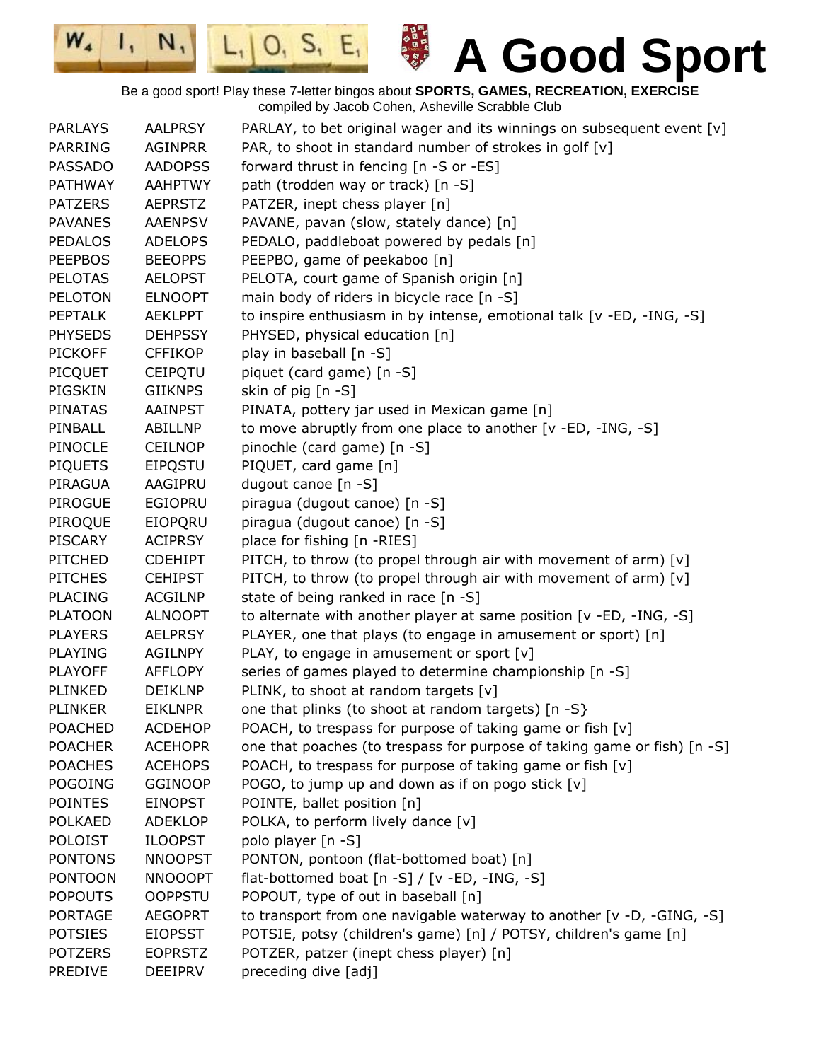# A Good Sport

Be a good sport! Play these 7-letter bingos about **SPORTS, GAMES, RECREATION, EXERCISE**
compiled by Jacob Cohen, Asheville Scrabble Club

| | | |
|---|---|---|
| PARLAYS | AALPRSY | PARLAY, to bet original wager and its winnings on subsequent event [v] |
| PARRING | AGINPRR | PAR, to shoot in standard number of strokes in golf [v] |
| PASSADO | AADOPSS | forward thrust in fencing [n -S or -ES] |
| PATHWAY | AAHPTWY | path (trodden way or track) [n -S] |
| PATZERS | AEPRSTZ | PATZER, inept chess player [n] |
| PAVANES | AAENPSV | PAVANE, pavan (slow, stately dance) [n] |
| PEDALOS | ADELOPS | PEDALO, paddleboat powered by pedals [n] |
| PEEPBOS | BEEOPPS | PEEPBO, game of peekaboo [n] |
| PELOTAS | AELOPST | PELOTA, court game of Spanish origin [n] |
| PELOTON | ELNOOPT | main body of riders in bicycle race [n -S] |
| PEPTALK | AEKLPPT | to inspire enthusiasm in by intense, emotional talk [v -ED, -ING, -S] |
| PHYSEDS | DEHPSSY | PHYSED, physical education [n] |
| PICKOFF | CFFIKOP | play in baseball [n -S] |
| PICQUET | CEIPQTU | piquet (card game) [n -S] |
| PIGSKIN | GIIKNPS | skin of pig [n -S] |
| PINATAS | AAINPST | PINATA, pottery jar used in Mexican game [n] |
| PINBALL | ABILLNP | to move abruptly from one place to another [v -ED, -ING, -S] |
| PINOCLE | CEILNOP | pinochle (card game) [n -S] |
| PIQUETS | EIPQSTU | PIQUET, card game [n] |
| PIRAGUA | AAGIPRU | dugout canoe [n -S] |
| PIROGUE | EGIOPRU | piragua (dugout canoe) [n -S] |
| PIROQUE | EIOPQRU | piragua (dugout canoe) [n -S] |
| PISCARY | ACIPRSY | place for fishing [n -RIES] |
| PITCHED | CDEHIPT | PITCH, to throw (to propel through air with movement of arm) [v] |
| PITCHES | CEHIPST | PITCH, to throw (to propel through air with movement of arm) [v] |
| PLACING | ACGILNP | state of being ranked in race [n -S] |
| PLATOON | ALNOOPT | to alternate with another player at same position [v -ED, -ING, -S] |
| PLAYERS | AELPRSY | PLAYER, one that plays (to engage in amusement or sport) [n] |
| PLAYING | AGILNPY | PLAY, to engage in amusement or sport [v] |
| PLAYOFF | AFFLOPY | series of games played to determine championship [n -S] |
| PLINKED | DEIKLNP | PLINK, to shoot at random targets [v] |
| PLINKER | EIKLNPR | one that plinks (to shoot at random targets) [n -S} |
| POACHED | ACDEHOP | POACH, to trespass for purpose of taking game or fish [v] |
| POACHER | ACEHOPR | one that poaches (to trespass for purpose of taking game or fish) [n -S] |
| POACHES | ACEHOPS | POACH, to trespass for purpose of taking game or fish [v] |
| POGOING | GGINOOP | POGO, to jump up and down as if on pogo stick [v] |
| POINTES | EINOPST | POINTE, ballet position [n] |
| POLKAED | ADEKLOP | POLKA, to perform lively dance [v] |
| POLOIST | ILOOPST | polo player [n -S] |
| PONTONS | NNOOPST | PONTON, pontoon (flat-bottomed boat) [n] |
| PONTOON | NNOOOPT | flat-bottomed boat [n -S] / [v -ED, -ING, -S] |
| POPOUTS | OOPPSTU | POPOUT, type of out in baseball [n] |
| PORTAGE | AEGOPRT | to transport from one navigable waterway to another [v -D, -GING, -S] |
| POTSIES | EIOPSST | POTSIE, potsy (children's game) [n] / POTSY, children's game [n] |
| POTZERS | EOPRSTZ | POTZER, patzer (inept chess player) [n] |
| PREDIVE | DEEIPRV | preceding dive [adj] |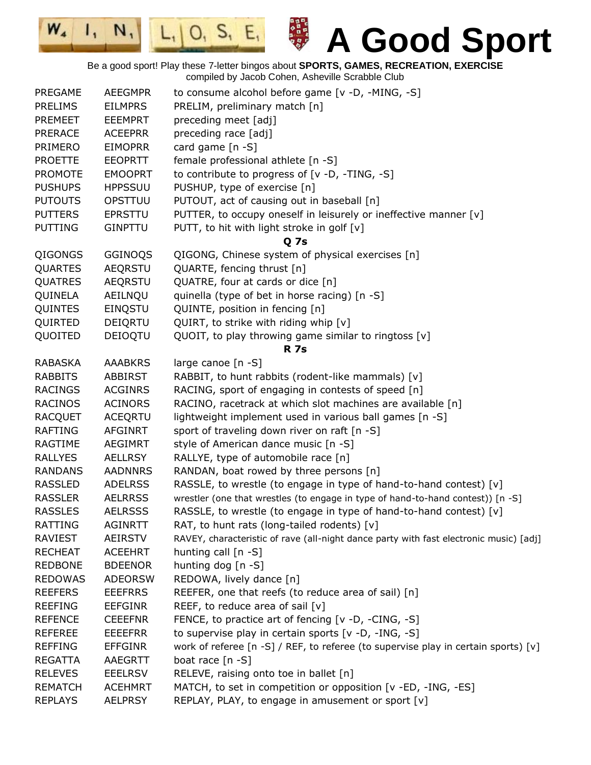# A Good Sport

Be a good sport! Play these 7-letter bingos about **SPORTS, GAMES, RECREATION, EXERCISE**
compiled by Jacob Cohen, Asheville Scrabble Club

| | | |
|---|---|---|
| PREGAME | AEEGMPR | to consume alcohol before game [v -D, -MING, -S] |
| PRELIMS | EILMPRS | PRELIM, preliminary match [n] |
| PREMEET | EEEMPRT | preceding meet [adj] |
| PRERACE | ACEEPRR | preceding race [adj] |
| PRIMERO | EIMOPRR | card game [n -S] |
| PROETTE | EEOPRTT | female professional athlete [n -S] |
| PROMOTE | EMOOPRT | to contribute to progress of [v -D, -TING, -S] |
| PUSHUPS | HPPSSUU | PUSHUP, type of exercise [n] |
| PUTOUTS | OPSTTUU | PUTOUT, act of causing out in baseball [n] |
| PUTTERS | EPRSTTU | PUTTER, to occupy oneself in leisurely or ineffective manner [v] |
| PUTTING | GINPTTU | PUTT, to hit with light stroke in golf [v] |

**Q 7s**

| | | |
|---|---|---|
| QIGONGS | GGINOQS | QIGONG, Chinese system of physical exercises [n] |
| QUARTES | AEQRSTU | QUARTE, fencing thrust [n] |
| QUATRES | AEQRSTU | QUATRE, four at cards or dice [n] |
| QUINELA | AEILNQU | quinella (type of bet in horse racing) [n -S] |
| QUINTES | EINQSTU | QUINTE, position in fencing [n] |
| QUIRTED | DEIQRTU | QUIRT, to strike with riding whip [v] |
| QUOITED | DEIOQTU | QUOIT, to play throwing game similar to ringtoss [v] |

**R 7s**

| | | |
|---|---|---|
| RABASKA | AAABKRS | large canoe [n -S] |
| RABBITS | ABBIRST | RABBIT, to hunt rabbits (rodent-like mammals) [v] |
| RACINGS | ACGINRS | RACING, sport of engaging in contests of speed [n] |
| RACINOS | ACINORS | RACINO, racetrack at which slot machines are available [n] |
| RACQUET | ACEQRTU | lightweight implement used in various ball games [n -S] |
| RAFTING | AFGINRT | sport of traveling down river on raft [n -S] |
| RAGTIME | AEGIMRT | style of American dance music [n -S] |
| RALLYES | AELLRSY | RALLYE, type of automobile race [n] |
| RANDANS | AADNNRS | RANDAN, boat rowed by three persons [n] |
| RASSLED | ADELRSS | RASSLE, to wrestle (to engage in type of hand-to-hand contest) [v] |
| RASSLER | AELRRSS | wrestler (one that wrestles (to engage in type of hand-to-hand contest)) [n -S] |
| RASSLES | AELRSSS | RASSLE, to wrestle (to engage in type of hand-to-hand contest) [v] |
| RATTING | AGINRTT | RAT, to hunt rats (long-tailed rodents) [v] |
| RAVIEST | AEIRSTV | RAVEY, characteristic of rave (all-night dance party with fast electronic music) [adj] |
| RECHEAT | ACEEHRT | hunting call [n -S] |
| REDBONE | BDEENOR | hunting dog [n -S] |
| REDOWAS | ADEORSW | REDOWA, lively dance [n] |
| REEFERS | EEEFRRS | REEFER, one that reefs (to reduce area of sail) [n] |
| REEFING | EEFGINR | REEF, to reduce area of sail [v] |
| REFENCE | CEEEFNR | FENCE, to practice art of fencing [v -D, -CING, -S] |
| REFEREE | EEEEFRR | to supervise play in certain sports [v -D, -ING, -S] |
| REFFING | EFFGINR | work of referee [n -S] / REF, to referee (to supervise play in certain sports) [v] |
| REGATTA | AAEGRTT | boat race [n -S] |
| RELEVES | EEELRSV | RELEVE, raising onto toe in ballet [n] |
| REMATCH | ACEHMRT | MATCH, to set in competition or opposition [v -ED, -ING, -ES] |
| REPLAYS | AELPRSY | REPLAY, PLAY, to engage in amusement or sport [v] |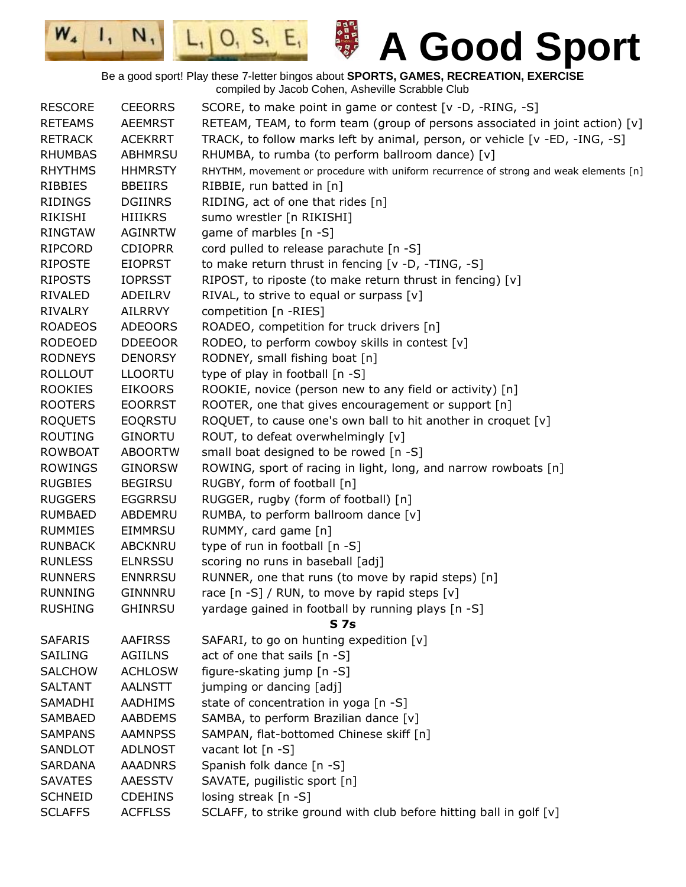# A Good Sport

Be a good sport! Play these 7-letter bingos about **SPORTS, GAMES, RECREATION, EXERCISE**
compiled by Jacob Cohen, Asheville Scrabble Club

| | | |
|---|---|---|
| RESCORE | CEEORRS | SCORE, to make point in game or contest [v -D, -RING, -S] |
| RETEAMS | AEEMRST | RETEAM, TEAM, to form team (group of persons associated in joint action) [v] |
| RETRACK | ACEKRRT | TRACK, to follow marks left by animal, person, or vehicle [v -ED, -ING, -S] |
| RHUMBAS | ABHMRSU | RHUMBA, to rumba (to perform ballroom dance) [v] |
| RHYTHMS | HHMRSTY | RHYTHM, movement or procedure with uniform recurrence of strong and weak elements [n] |
| RIBBIES | BBEIIRS | RIBBIE, run batted in [n] |
| RIDINGS | DGIINRS | RIDING, act of one that rides [n] |
| RIKISHI | HIIIKRS | sumo wrestler [n RIKISHI] |
| RINGTAW | AGINRTW | game of marbles [n -S] |
| RIPCORD | CDIOPRR | cord pulled to release parachute [n -S] |
| RIPOSTE | EIOPRST | to make return thrust in fencing [v -D, -TING, -S] |
| RIPOSTS | IOPRSST | RIPOST, to riposte (to make return thrust in fencing) [v] |
| RIVALED | ADEILRV | RIVAL, to strive to equal or surpass [v] |
| RIVALRY | AILRRVY | competition [n -RIES] |
| ROADEOS | ADEOORS | ROADEO, competition for truck drivers [n] |
| RODEOED | DDEEOOR | RODEO, to perform cowboy skills in contest [v] |
| RODNEYS | DENORSY | RODNEY, small fishing boat [n] |
| ROLLOUT | LLOORTU | type of play in football [n -S] |
| ROOKIES | EIKOORS | ROOKIE, novice (person new to any field or activity) [n] |
| ROOTERS | EOORRST | ROOTER, one that gives encouragement or support [n] |
| ROQUETS | EOQRSTU | ROQUET, to cause one's own ball to hit another in croquet [v] |
| ROUTING | GINORTU | ROUT, to defeat overwhelmingly [v] |
| ROWBOAT | ABOORTW | small boat designed to be rowed [n -S] |
| ROWINGS | GINORSW | ROWING, sport of racing in light, long, and narrow rowboats [n] |
| RUGBIES | BEGIRSU | RUGBY, form of football [n] |
| RUGGERS | EGGRRSU | RUGGER, rugby (form of football) [n] |
| RUMBAED | ABDEMRU | RUMBA, to perform ballroom dance [v] |
| RUMMIES | EIMMRSU | RUMMY, card game [n] |
| RUNBACK | ABCKNRU | type of run in football [n -S] |
| RUNLESS | ELNRSSU | scoring no runs in baseball [adj] |
| RUNNERS | ENNRRSU | RUNNER, one that runs (to move by rapid steps) [n] |
| RUNNING | GINNNRU | race [n -S] / RUN, to move by rapid steps [v] |
| RUSHING | GHINRSU | yardage gained in football by running plays [n -S] |
| | | **S 7s** |
| SAFARIS | AAFIRSS | SAFARI, to go on hunting expedition [v] |
| SAILING | AGIILNS | act of one that sails [n -S] |
| SALCHOW | ACHLOSW | figure-skating jump [n -S] |
| SALTANT | AALNSTT | jumping or dancing [adj] |
| SAMADHI | AADHIMS | state of concentration in yoga [n -S] |
| SAMBAED | AABDEMS | SAMBA, to perform Brazilian dance [v] |
| SAMPANS | AAMNPSS | SAMPAN, flat-bottomed Chinese skiff [n] |
| SANDLOT | ADLNOST | vacant lot [n -S] |
| SARDANA | AAADNRS | Spanish folk dance [n -S] |
| SAVATES | AAESSTV | SAVATE, pugilistic sport [n] |
| SCHNEID | CDEHINS | losing streak [n -S] |
| SCLAFFS | ACFFLSS | SCLAFF, to strike ground with club before hitting ball in golf [v] |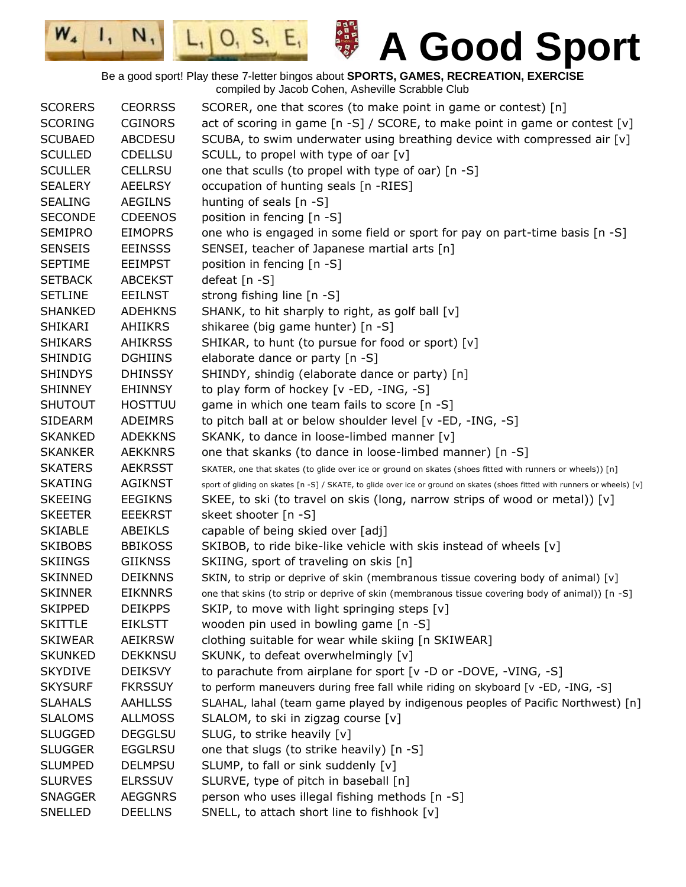# A Good Sport

Be a good sport! Play these 7-letter bingos about **SPORTS, GAMES, RECREATION, EXERCISE**
compiled by Jacob Cohen, Asheville Scrabble Club

| | | |
|---|---|---|
| SCORERS | CEORRSS | SCORER, one that scores (to make point in game or contest) [n] |
| SCORING | CGINORS | act of scoring in game [n -S] / SCORE, to make point in game or contest [v] |
| SCUBAED | ABCDESU | SCUBA, to swim underwater using breathing device with compressed air [v] |
| SCULLED | CDELLSU | SCULL, to propel with type of oar [v] |
| SCULLER | CELLRSU | one that sculls (to propel with type of oar) [n -S] |
| SEALERY | AEELRSY | occupation of hunting seals [n -RIES] |
| SEALING | AEGILNS | hunting of seals [n -S] |
| SECONDE | CDEENOS | position in fencing [n -S] |
| SEMIPRO | EIMOPRS | one who is engaged in some field or sport for pay on part-time basis [n -S] |
| SENSEIS | EEINSSS | SENSEI, teacher of Japanese martial arts [n] |
| SEPTIME | EEIMPST | position in fencing [n -S] |
| SETBACK | ABCEKST | defeat [n -S] |
| SETLINE | EEILNST | strong fishing line [n -S] |
| SHANKED | ADEHKNS | SHANK, to hit sharply to right, as golf ball [v] |
| SHIKARI | AHIIKRS | shikaree (big game hunter) [n -S] |
| SHIKARS | AHIKRSS | SHIKAR, to hunt (to pursue for food or sport) [v] |
| SHINDIG | DGHIINS | elaborate dance or party [n -S] |
| SHINDYS | DHINSSY | SHINDY, shindig (elaborate dance or party) [n] |
| SHINNEY | EHINNSY | to play form of hockey [v -ED, -ING, -S] |
| SHUTOUT | HOSTTUU | game in which one team fails to score [n -S] |
| SIDEARM | ADEIMRS | to pitch ball at or below shoulder level [v -ED, -ING, -S] |
| SKANKED | ADEKKNS | SKANK, to dance in loose-limbed manner [v] |
| SKANKER | AEKKNRS | one that skanks (to dance in loose-limbed manner) [n -S] |
| SKATERS | AEKRSST | SKATER, one that skates (to glide over ice or ground on skates (shoes fitted with runners or wheels)) [n] |
| SKATING | AGIKNST | sport of gliding on skates [n -S] / SKATE, to glide over ice or ground on skates (shoes fitted with runners or wheels) [v] |
| SKEEING | EEGIKNS | SKEE, to ski (to travel on skis (long, narrow strips of wood or metal)) [v] |
| SKEETER | EEEKRST | skeet shooter [n -S] |
| SKIABLE | ABEIKLS | capable of being skied over [adj] |
| SKIBOBS | BBIKOSS | SKIBOB, to ride bike-like vehicle with skis instead of wheels [v] |
| SKIINGS | GIIKNSS | SKIING, sport of traveling on skis [n] |
| SKINNED | DEIKNNS | SKIN, to strip or deprive of skin (membranous tissue covering body of animal) [v] |
| SKINNER | EIKNNRS | one that skins (to strip or deprive of skin (membranous tissue covering body of animal)) [n -S] |
| SKIPPED | DEIKPPS | SKIP, to move with light springing steps [v] |
| SKITTLE | EIKLSTT | wooden pin used in bowling game [n -S] |
| SKIWEAR | AEIKRSW | clothing suitable for wear while skiing [n SKIWEAR] |
| SKUNKED | DEKKNSU | SKUNK, to defeat overwhelmingly [v] |
| SKYDIVE | DEIKSVY | to parachute from airplane for sport [v -D or -DOVE, -VING, -S] |
| SKYSURF | FKRSSUY | to perform maneuvers during free fall while riding on skyboard [v -ED, -ING, -S] |
| SLAHALS | AAHLLSS | SLAHAL, lahal (team game played by indigenous peoples of Pacific Northwest) [n] |
| SLALOMS | ALLMOSS | SLALOM, to ski in zigzag course [v] |
| SLUGGED | DEGGLSU | SLUG, to strike heavily [v] |
| SLUGGER | EGGLRSU | one that slugs (to strike heavily) [n -S] |
| SLUMPED | DELMPSU | SLUMP, to fall or sink suddenly [v] |
| SLURVES | ELRSSUV | SLURVE, type of pitch in baseball [n] |
| SNAGGER | AEGGNRS | person who uses illegal fishing methods [n -S] |
| SNELLED | DEELLNS | SNELL, to attach short line to fishhook [v] |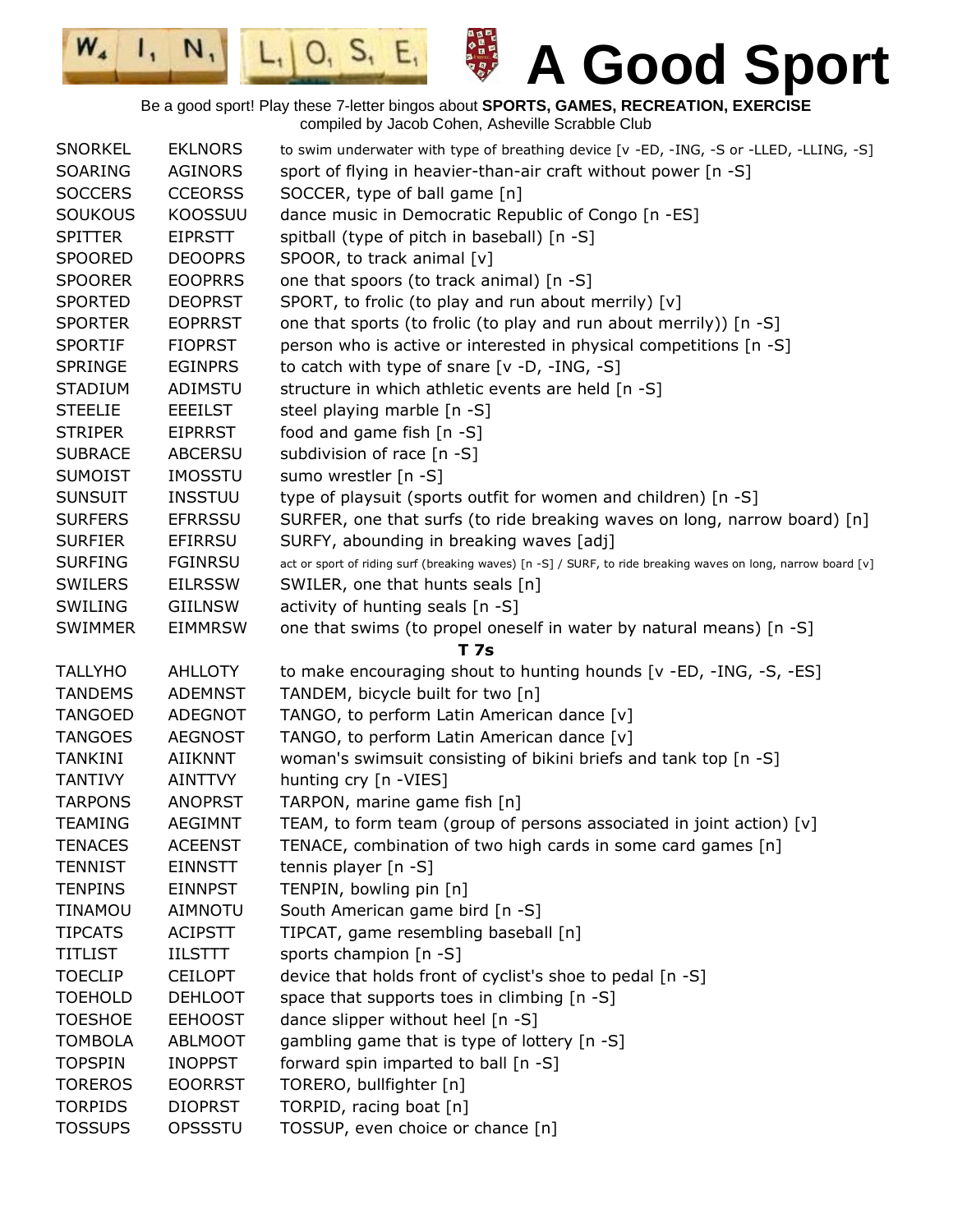# A Good Sport

Be a good sport! Play these 7-letter bingos about **SPORTS, GAMES, RECREATION, EXERCISE**
compiled by Jacob Cohen, Asheville Scrabble Club

| | | |
|---|---|---|
| SNORKEL | EKLNORS | to swim underwater with type of breathing device [v -ED, -ING, -S or -LLED, -LLING, -S] |
| SOARING | AGINORS | sport of flying in heavier-than-air craft without power [n -S] |
| SOCCERS | CCEORSS | SOCCER, type of ball game [n] |
| SOUKOUS | KOOSSUU | dance music in Democratic Republic of Congo [n -ES] |
| SPITTER | EIPRSTT | spitball (type of pitch in baseball) [n -S] |
| SPOORED | DEOOPRS | SPOOR, to track animal [v] |
| SPOORER | EOOPRRS | one that spoors (to track animal) [n -S] |
| SPORTED | DEOPRST | SPORT, to frolic (to play and run about merrily) [v] |
| SPORTER | EOPRRST | one that sports (to frolic (to play and run about merrily)) [n -S] |
| SPORTIF | FIOPRST | person who is active or interested in physical competitions [n -S] |
| SPRINGE | EGINPRS | to catch with type of snare [v -D, -ING, -S] |
| STADIUM | ADIMSTU | structure in which athletic events are held [n -S] |
| STEELIE | EEEILST | steel playing marble [n -S] |
| STRIPER | EIPRRST | food and game fish [n -S] |
| SUBRACE | ABCERSU | subdivision of race [n -S] |
| SUMOIST | IMOSSTU | sumo wrestler [n -S] |
| SUNSUIT | INSSTUU | type of playsuit (sports outfit for women and children) [n -S] |
| SURFERS | EFRRSSU | SURFER, one that surfs (to ride breaking waves on long, narrow board) [n] |
| SURFIER | EFIRRSU | SURFY, abounding in breaking waves [adj] |
| SURFING | FGINRSU | act or sport of riding surf (breaking waves) [n -S] / SURF, to ride breaking waves on long, narrow board [v] |
| SWILERS | EILRSSW | SWILER, one that hunts seals [n] |
| SWILING | GIILNSW | activity of hunting seals [n -S] |
| SWIMMER | EIMMRSW | one that swims (to propel oneself in water by natural means) [n -S] |
| | | **T 7s** |
| TALLYHO | AHLLOTY | to make encouraging shout to hunting hounds [v -ED, -ING, -S, -ES] |
| TANDEMS | ADEMNST | TANDEM, bicycle built for two [n] |
| TANGOED | ADEGNOT | TANGO, to perform Latin American dance [v] |
| TANGOES | AEGNOST | TANGO, to perform Latin American dance [v] |
| TANKINI | AIIKNNT | woman's swimsuit consisting of bikini briefs and tank top [n -S] |
| TANTIVY | AINTTVY | hunting cry [n -VIES] |
| TARPONS | ANOPRST | TARPON, marine game fish [n] |
| TEAMING | AEGIMNT | TEAM, to form team (group of persons associated in joint action) [v] |
| TENACES | ACEENST | TENACE, combination of two high cards in some card games [n] |
| TENNIST | EINNSTT | tennis player [n -S] |
| TENPINS | EINNPST | TENPIN, bowling pin [n] |
| TINAMOU | AIMNOTU | South American game bird [n -S] |
| TIPCATS | ACIPSTT | TIPCAT, game resembling baseball [n] |
| TITLIST | IILSTTT | sports champion [n -S] |
| TOECLIP | CEILOPT | device that holds front of cyclist's shoe to pedal [n -S] |
| TOEHOLD | DEHLOOT | space that supports toes in climbing [n -S] |
| TOESHOE | EEHOOST | dance slipper without heel [n -S] |
| TOMBOLA | ABLMOOT | gambling game that is type of lottery [n -S] |
| TOPSPIN | INOPPST | forward spin imparted to ball [n -S] |
| TOREROS | EOORRST | TORERO, bullfighter [n] |
| TORPIDS | DIOPRST | TORPID, racing boat [n] |
| TOSSUPS | OPSSSTU | TOSSUP, even choice or chance [n] |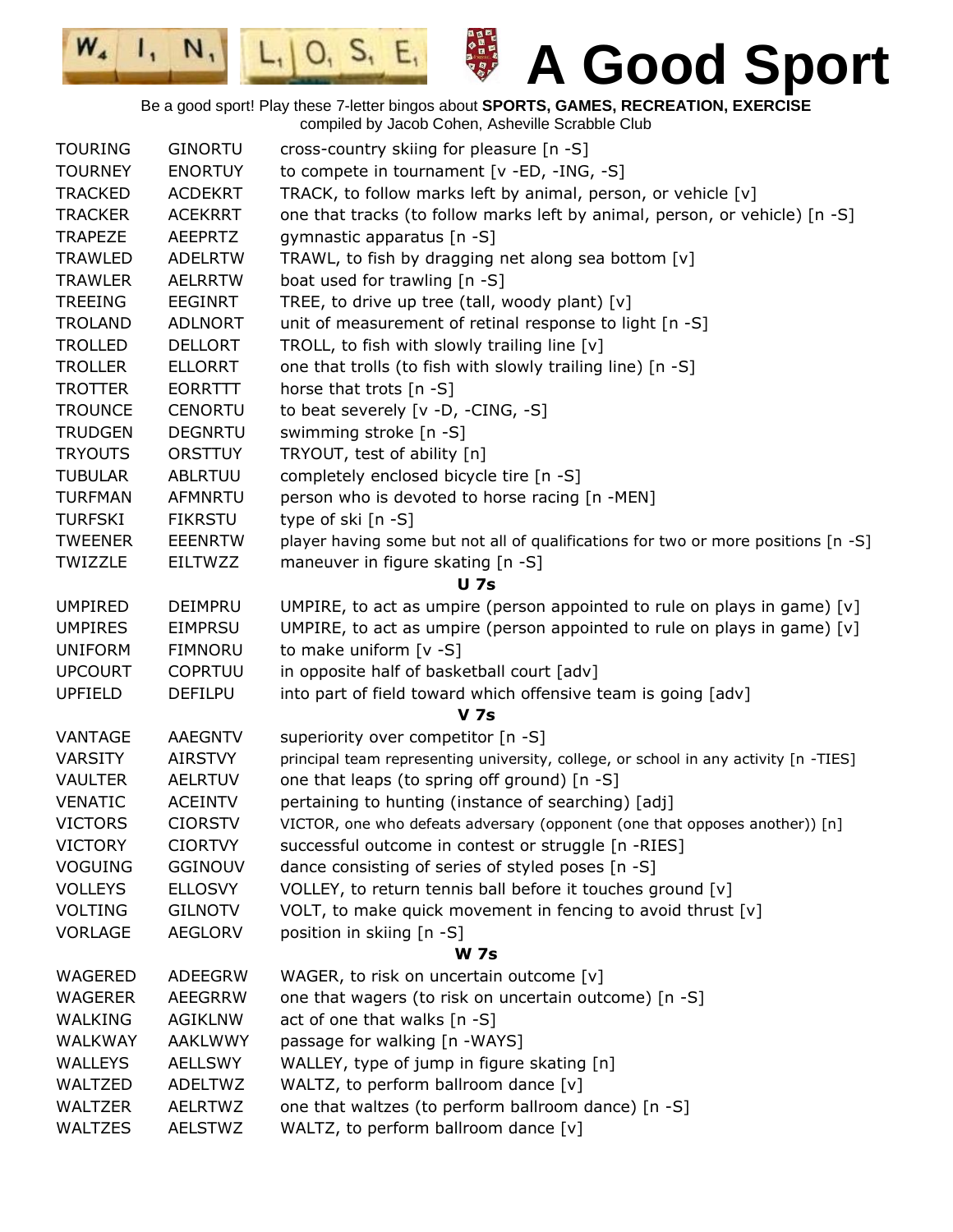# A Good Sport

Be a good sport! Play these 7-letter bingos about **SPORTS, GAMES, RECREATION, EXERCISE**
compiled by Jacob Cohen, Asheville Scrabble Club

| | | |
|---|---|---|
| TOURING | GINORTU | cross-country skiing for pleasure [n -S] |
| TOURNEY | ENORTUY | to compete in tournament [v -ED, -ING, -S] |
| TRACKED | ACDEKRT | TRACK, to follow marks left by animal, person, or vehicle [v] |
| TRACKER | ACEKRRT | one that tracks (to follow marks left by animal, person, or vehicle) [n -S] |
| TRAPEZE | AEEPRTZ | gymnastic apparatus [n -S] |
| TRAWLED | ADELRTW | TRAWL, to fish by dragging net along sea bottom [v] |
| TRAWLER | AELRRTW | boat used for trawling [n -S] |
| TREEING | EEGINRT | TREE, to drive up tree (tall, woody plant) [v] |
| TROLAND | ADLNORT | unit of measurement of retinal response to light [n -S] |
| TROLLED | DELLORT | TROLL, to fish with slowly trailing line [v] |
| TROLLER | ELLORRT | one that trolls (to fish with slowly trailing line) [n -S] |
| TROTTER | EORRTTT | horse that trots [n -S] |
| TROUNCE | CENORTU | to beat severely [v -D, -CING, -S] |
| TRUDGEN | DEGNRTU | swimming stroke [n -S] |
| TRYOUTS | ORSTTUY | TRYOUT, test of ability [n] |
| TUBULAR | ABLRTUU | completely enclosed bicycle tire [n -S] |
| TURFMAN | AFMNRTU | person who is devoted to horse racing [n -MEN] |
| TURFSKI | FIKRSTU | type of ski [n -S] |
| TWEENER | EEENRTW | player having some but not all of qualifications for two or more positions [n -S] |
| TWIZZLE | EILTWZZ | maneuver in figure skating [n -S] |
| | | **U 7s** |
| UMPIRED | DEIMPRU | UMPIRE, to act as umpire (person appointed to rule on plays in game) [v] |
| UMPIRES | EIMPRSU | UMPIRE, to act as umpire (person appointed to rule on plays in game) [v] |
| UNIFORM | FIMNORU | to make uniform [v -S] |
| UPCOURT | COPRTUU | in opposite half of basketball court [adv] |
| UPFIELD | DEFILPU | into part of field toward which offensive team is going [adv] |
| | | **V 7s** |
| VANTAGE | AAEGNTV | superiority over competitor [n -S] |
| VARSITY | AIRSTVY | principal team representing university, college, or school in any activity [n -TIES] |
| VAULTER | AELRTUV | one that leaps (to spring off ground) [n -S] |
| VENATIC | ACEINTV | pertaining to hunting (instance of searching) [adj] |
| VICTORS | CIORSTV | VICTOR, one who defeats adversary (opponent (one that opposes another)) [n] |
| VICTORY | CIORTVY | successful outcome in contest or struggle [n -RIES] |
| VOGUING | GGINOUV | dance consisting of series of styled poses [n -S] |
| VOLLEYS | ELLOSVY | VOLLEY, to return tennis ball before it touches ground [v] |
| VOLTING | GILNOTV | VOLT, to make quick movement in fencing to avoid thrust [v] |
| VORLAGE | AEGLORV | position in skiing [n -S] |
| | | **W 7s** |
| WAGERED | ADEEGRW | WAGER, to risk on uncertain outcome [v] |
| WAGERER | AEEGRRW | one that wagers (to risk on uncertain outcome) [n -S] |
| WALKING | AGIKLNW | act of one that walks [n -S] |
| WALKWAY | AAKLWWY | passage for walking [n -WAYS] |
| WALLEYS | AELLSWY | WALLEY, type of jump in figure skating [n] |
| WALTZED | ADELTWZ | WALTZ, to perform ballroom dance [v] |
| WALTZER | AELRTWZ | one that waltzes (to perform ballroom dance) [n -S] |
| WALTZES | AELSTWZ | WALTZ, to perform ballroom dance [v] |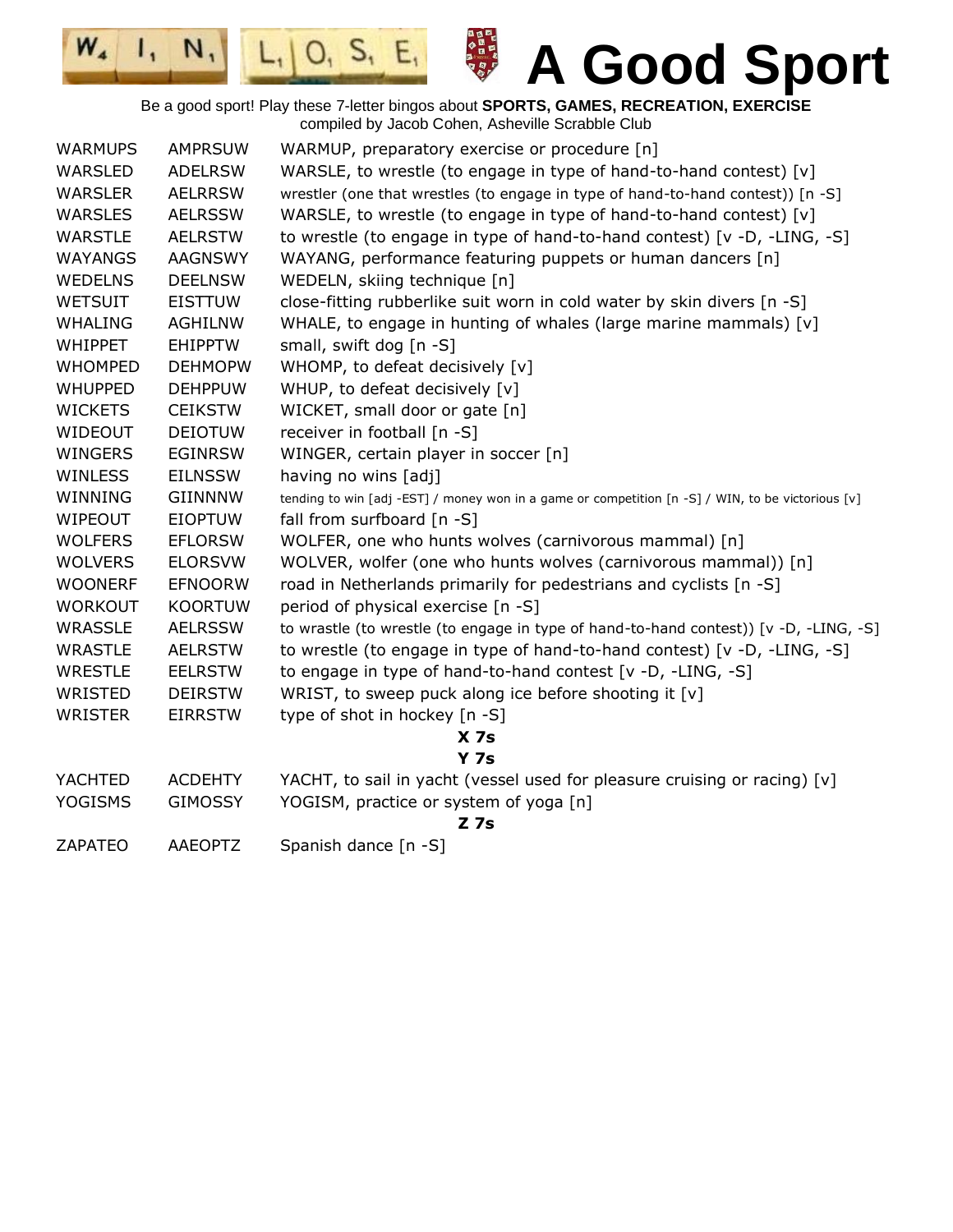# A Good Sport

Be a good sport! Play these 7-letter bingos about **SPORTS, GAMES, RECREATION, EXERCISE**
compiled by Jacob Cohen, Asheville Scrabble Club

| | | |
|---|---|---|
| WARMUPS | AMPRSUW | WARMUP, preparatory exercise or procedure [n] |
| WARSLED | ADELRSW | WARSLE, to wrestle (to engage in type of hand-to-hand contest) [v] |
| WARSLER | AELRRSW | wrestler (one that wrestles (to engage in type of hand-to-hand contest)) [n -S] |
| WARSLES | AELRSSW | WARSLE, to wrestle (to engage in type of hand-to-hand contest) [v] |
| WARSTLE | AELRSTW | to wrestle (to engage in type of hand-to-hand contest) [v -D, -LING, -S] |
| WAYANGS | AAGNSWY | WAYANG, performance featuring puppets or human dancers [n] |
| WEDELNS | DEELNSW | WEDELN, skiing technique [n] |
| WETSUIT | EISTTUW | close-fitting rubberlike suit worn in cold water by skin divers [n -S] |
| WHALING | AGHILNW | WHALE, to engage in hunting of whales (large marine mammals) [v] |
| WHIPPET | EHIPPTW | small, swift dog [n -S] |
| WHOMPED | DEHMOPW | WHOMP, to defeat decisively [v] |
| WHUPPED | DEHPPUW | WHUP, to defeat decisively [v] |
| WICKETS | CEIKSTW | WICKET, small door or gate [n] |
| WIDEOUT | DEIOTUW | receiver in football [n -S] |
| WINGERS | EGINRSW | WINGER, certain player in soccer [n] |
| WINLESS | EILNSSW | having no wins [adj] |
| WINNING | GIINNNW | tending to win [adj -EST] / money won in a game or competition [n -S] / WIN, to be victorious [v] |
| WIPEOUT | EIOPTUW | fall from surfboard [n -S] |
| WOLFERS | EFLORSW | WOLFER, one who hunts wolves (carnivorous mammal) [n] |
| WOLVERS | ELORSVW | WOLVER, wolfer (one who hunts wolves (carnivorous mammal)) [n] |
| WOONERF | EFNOORW | road in Netherlands primarily for pedestrians and cyclists [n -S] |
| WORKOUT | KOORTUW | period of physical exercise [n -S] |
| WRASSLE | AELRSSW | to wrastle (to wrestle (to engage in type of hand-to-hand contest)) [v -D, -LING, -S] |
| WRASTLE | AELRSTW | to wrestle (to engage in type of hand-to-hand contest) [v -D, -LING, -S] |
| WRESTLE | EELRSTW | to engage in type of hand-to-hand contest [v -D, -LING, -S] |
| WRISTED | DEIRSTW | WRIST, to sweep puck along ice before shooting it [v] |
| WRISTER | EIRRSTW | type of shot in hockey [n -S] |

**X 7s**

**Y 7s**

| | | |
|---|---|---|
| YACHTED | ACDEHTY | YACHT, to sail in yacht (vessel used for pleasure cruising or racing) [v] |
| YOGISMS | GIMOSSY | YOGISM, practice or system of yoga [n] |

**Z 7s**

| | | |
|---|---|---|
| ZAPATEO | AAEOPTZ | Spanish dance [n -S] |